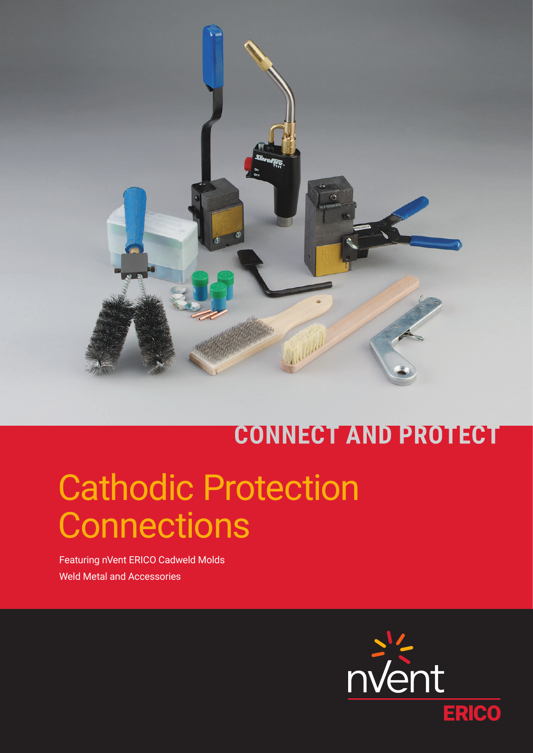CONNECT AND PROTECT

# Cathodic Protection Connections

Featuring nVent ERICO Cadweld Molds
Weld Metal and Accessories

nVent
ERICO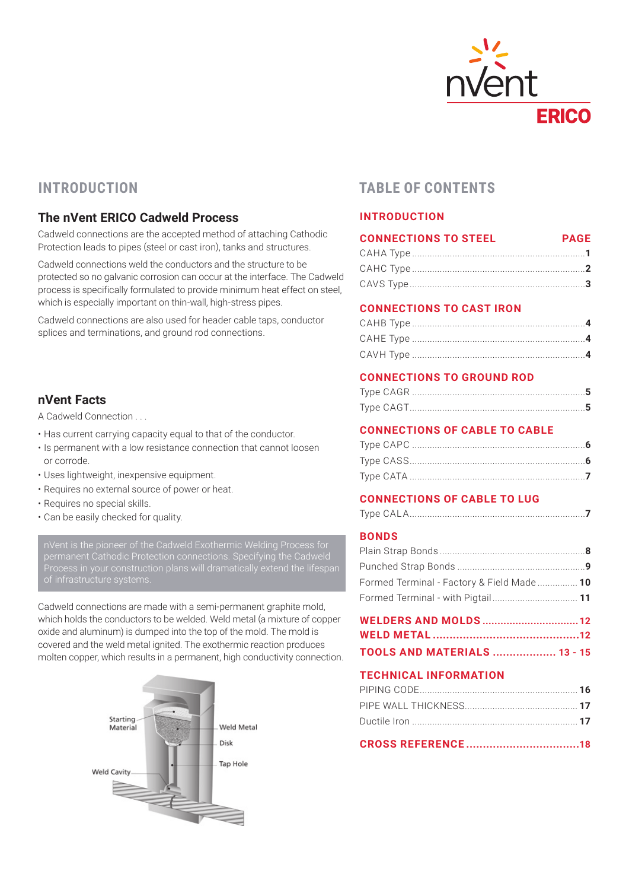## INTRODUCTION

### The nVent ERICO Cadweld Process

Cadweld connections are the accepted method of attaching Cathodic Protection leads to pipes (steel or cast iron), tanks and structures.

Cadweld connections weld the conductors and the structure to be protected so no galvanic corrosion can occur at the interface. The Cadweld process is specifically formulated to provide minimum heat effect on steel, which is especially important on thin-wall, high-stress pipes.

Cadweld connections are also used for header cable taps, conductor splices and terminations, and ground rod connections.

### nVent Facts

A Cadweld Connection . . .

- Has current carrying capacity equal to that of the conductor.
- Is permanent with a low resistance connection that cannot loosen or corrode.
- Uses lightweight, inexpensive equipment.
- Requires no external source of power or heat.
- Requires no special skills.
- Can be easily checked for quality.

nVent is the pioneer of the Cadweld Exothermic Welding Process for permanent Cathodic Protection connections. Specifying the Cadweld Process in your construction plans will dramatically extend the lifespan of infrastructure systems.

Cadweld connections are made with a semi-permanent graphite mold, which holds the conductors to be welded. Weld metal (a mixture of copper oxide and aluminum) is dumped into the top of the mold. The mold is covered and the weld metal ignited. The exothermic reaction produces molten copper, which results in a permanent, high conductivity connection.

Starting Material
Weld Metal
Disk
Tap Hole
Weld Cavity

## TABLE OF CONTENTS

**INTRODUCTION**

| CONNECTIONS TO STEEL | PAGE |
|---|---|
| CAHA Type | 1 |
| CAHC Type | 2 |
| CAVS Type | 3 |
| **CONNECTIONS TO CAST IRON** | |
| CAHB Type | 4 |
| CAHE Type | 4 |
| CAVH Type | 4 |
| **CONNECTIONS TO GROUND ROD** | |
| Type CAGR | 5 |
| Type CAGT | 5 |
| **CONNECTIONS OF CABLE TO CABLE** | |
| Type CAPC | 6 |
| Type CASS | 6 |
| Type CATA | 7 |
| **CONNECTIONS OF CABLE TO LUG** | |
| Type CALA | 7 |
| **BONDS** | |
| Plain Strap Bonds | 8 |
| Punched Strap Bonds | 9 |
| Formed Terminal - Factory & Field Made | 10 |
| Formed Terminal - with Pigtail | 11 |
| **WELDERS AND MOLDS** | 12 |
| **WELD METAL** | 12 |
| **TOOLS AND MATERIALS** | 13 - 15 |
| **TECHNICAL INFORMATION** | |
| PIPING CODE | 16 |
| PIPE WALL THICKNESS | 17 |
| Ductile Iron | 17 |
| **CROSS REFERENCE** | 18 |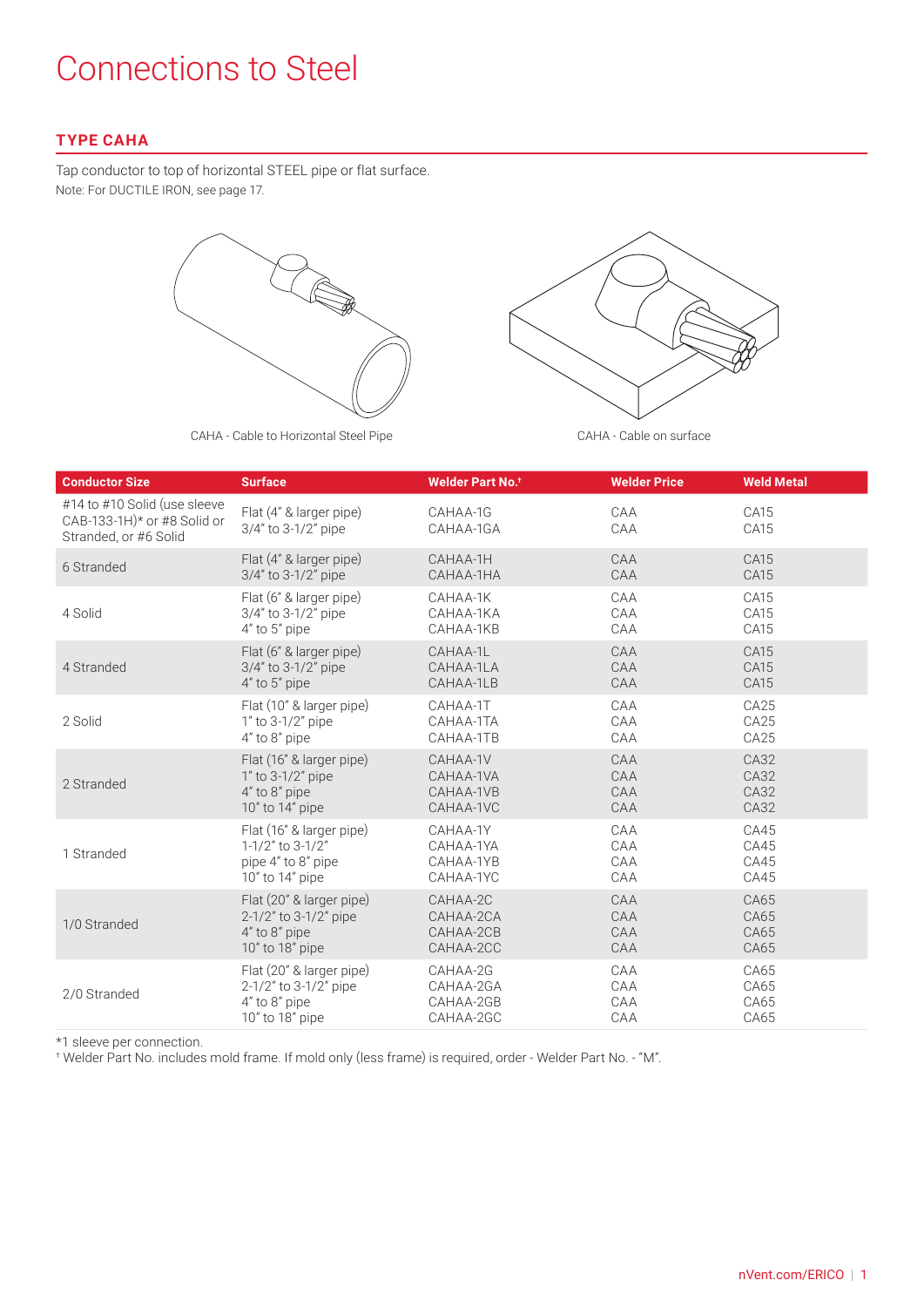# Connections to Steel

## TYPE CAHA

Tap conductor to top of horizontal STEEL pipe or flat surface.
Note: For DUCTILE IRON, see page 17.

CAHA - Cable to Horizontal Steel Pipe

CAHA - Cable on surface

| Conductor Size | Surface | Welder Part No.† | Welder Price | Weld Metal |
|---|---|---|---|---|
| #14 to #10 Solid (use sleeve CAB-133-1H)* or #8 Solid or Stranded, or #6 Solid | Flat (4" & larger pipe)<br>3/4" to 3-1/2" pipe | CAHAA-1G<br>CAHAA-1GA | CAA<br>CAA | CA15<br>CA15 |
| 6 Stranded | Flat (4" & larger pipe)<br>3/4" to 3-1/2" pipe | CAHAA-1H<br>CAHAA-1HA | CAA<br>CAA | CA15<br>CA15 |
| 4 Solid | Flat (6" & larger pipe)<br>3/4" to 3-1/2" pipe<br>4" to 5" pipe | CAHAA-1K<br>CAHAA-1KA<br>CAHAA-1KB | CAA<br>CAA<br>CAA | CA15<br>CA15<br>CA15 |
| 4 Stranded | Flat (6" & larger pipe)<br>3/4" to 3-1/2" pipe<br>4" to 5" pipe | CAHAA-1L<br>CAHAA-1LA<br>CAHAA-1LB | CAA<br>CAA<br>CAA | CA15<br>CA15<br>CA15 |
| 2 Solid | Flat (10" & larger pipe)<br>1" to 3-1/2" pipe<br>4" to 8" pipe | CAHAA-1T<br>CAHAA-1TA<br>CAHAA-1TB | CAA<br>CAA<br>CAA | CA25<br>CA25<br>CA25 |
| 2 Stranded | Flat (16" & larger pipe)<br>1" to 3-1/2" pipe<br>4" to 8" pipe<br>10" to 14" pipe | CAHAA-1V<br>CAHAA-1VA<br>CAHAA-1VB<br>CAHAA-1VC | CAA<br>CAA<br>CAA<br>CAA | CA32<br>CA32<br>CA32<br>CA32 |
| 1 Stranded | Flat (16" & larger pipe)<br>1-1/2" to 3-1/2"<br>pipe 4" to 8" pipe<br>10" to 14" pipe | CAHAA-1Y<br>CAHAA-1YA<br>CAHAA-1YB<br>CAHAA-1YC | CAA<br>CAA<br>CAA<br>CAA | CA45<br>CA45<br>CA45<br>CA45 |
| 1/0 Stranded | Flat (20" & larger pipe)<br>2-1/2" to 3-1/2" pipe<br>4" to 8" pipe<br>10" to 18" pipe | CAHAA-2C<br>CAHAA-2CA<br>CAHAA-2CB<br>CAHAA-2CC | CAA<br>CAA<br>CAA<br>CAA | CA65<br>CA65<br>CA65<br>CA65 |
| 2/0 Stranded | Flat (20" & larger pipe)<br>2-1/2" to 3-1/2" pipe<br>4" to 8" pipe<br>10" to 18" pipe | CAHAA-2G<br>CAHAA-2GA<br>CAHAA-2GB<br>CAHAA-2GC | CAA<br>CAA<br>CAA<br>CAA | CA65<br>CA65<br>CA65<br>CA65 |

*1 sleeve per connection.
† Welder Part No. includes mold frame. If mold only (less frame) is required, order - Welder Part No. - "M".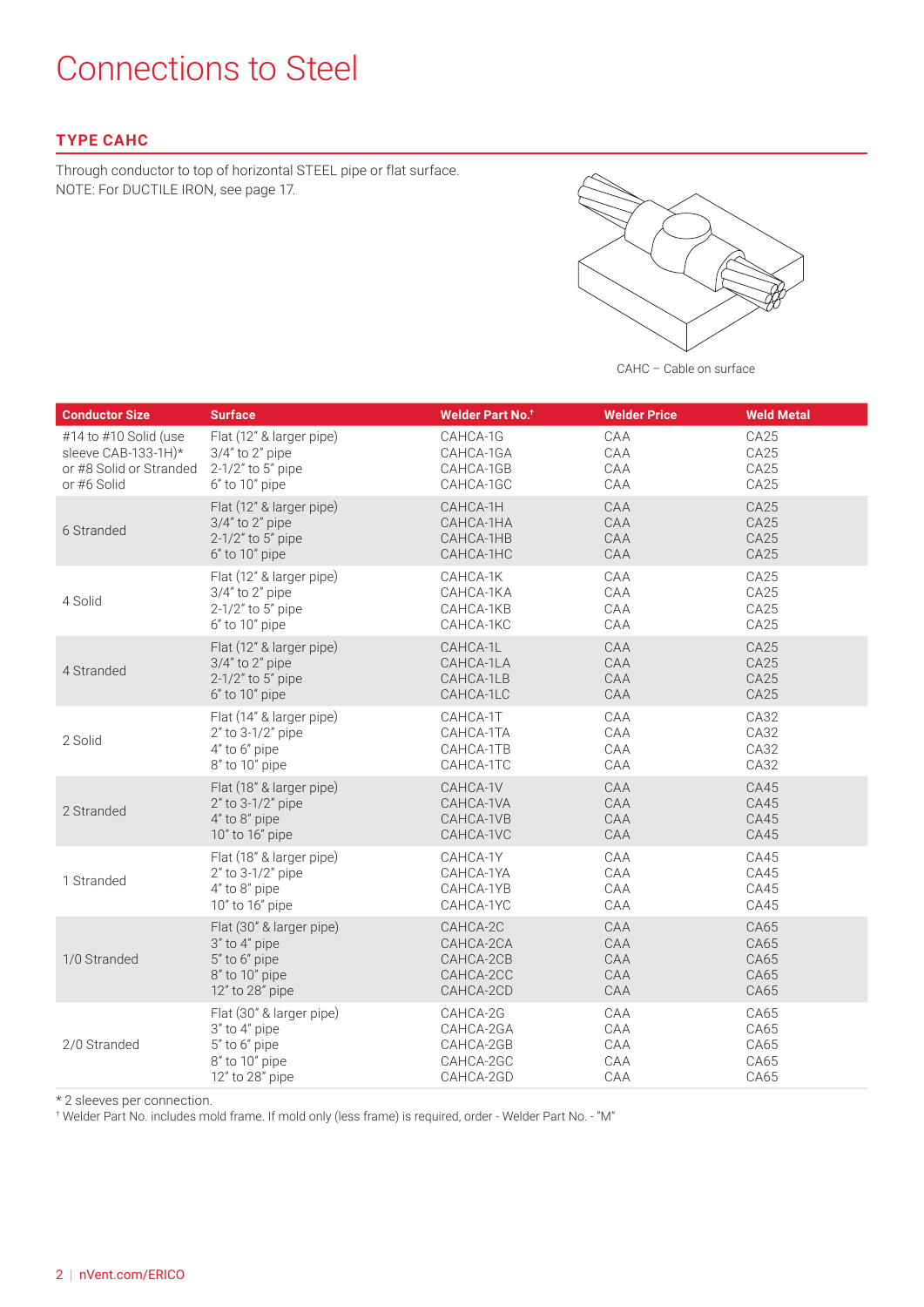# Connections to Steel

## TYPE CAHC

Through conductor to top of horizontal STEEL pipe or flat surface.
NOTE: For DUCTILE IRON, see page 17.

CAHC – Cable on surface

| Conductor Size | Surface | Welder Part No.† | Welder Price | Weld Metal |
|---|---|---|---|---|
| #14 to #10 Solid (use sleeve CAB-133-1H)* or #8 Solid or Stranded or #6 Solid | Flat (12" & larger pipe) | CAHCA-1G | CAA | CA25 |
| | 3/4" to 2" pipe | CAHCA-1GA | CAA | CA25 |
| | 2-1/2" to 5" pipe | CAHCA-1GB | CAA | CA25 |
| | 6" to 10" pipe | CAHCA-1GC | CAA | CA25 |
| 6 Stranded | Flat (12" & larger pipe) | CAHCA-1H | CAA | CA25 |
| | 3/4" to 2" pipe | CAHCA-1HA | CAA | CA25 |
| | 2-1/2" to 5" pipe | CAHCA-1HB | CAA | CA25 |
| | 6" to 10" pipe | CAHCA-1HC | CAA | CA25 |
| 4 Solid | Flat (12" & larger pipe) | CAHCA-1K | CAA | CA25 |
| | 3/4" to 2" pipe | CAHCA-1KA | CAA | CA25 |
| | 2-1/2" to 5" pipe | CAHCA-1KB | CAA | CA25 |
| | 6" to 10" pipe | CAHCA-1KC | CAA | CA25 |
| 4 Stranded | Flat (12" & larger pipe) | CAHCA-1L | CAA | CA25 |
| | 3/4" to 2" pipe | CAHCA-1LA | CAA | CA25 |
| | 2-1/2" to 5" pipe | CAHCA-1LB | CAA | CA25 |
| | 6" to 10" pipe | CAHCA-1LC | CAA | CA25 |
| 2 Solid | Flat (14" & larger pipe) | CAHCA-1T | CAA | CA32 |
| | 2" to 3-1/2" pipe | CAHCA-1TA | CAA | CA32 |
| | 4" to 6" pipe | CAHCA-1TB | CAA | CA32 |
| | 8" to 10" pipe | CAHCA-1TC | CAA | CA32 |
| 2 Stranded | Flat (18" & larger pipe) | CAHCA-1V | CAA | CA45 |
| | 2" to 3-1/2" pipe | CAHCA-1VA | CAA | CA45 |
| | 4" to 8" pipe | CAHCA-1VB | CAA | CA45 |
| | 10" to 16" pipe | CAHCA-1VC | CAA | CA45 |
| 1 Stranded | Flat (18" & larger pipe) | CAHCA-1Y | CAA | CA45 |
| | 2" to 3-1/2" pipe | CAHCA-1YA | CAA | CA45 |
| | 4" to 8" pipe | CAHCA-1YB | CAA | CA45 |
| | 10" to 16" pipe | CAHCA-1YC | CAA | CA45 |
| 1/0 Stranded | Flat (30" & larger pipe) | CAHCA-2C | CAA | CA65 |
| | 3" to 4" pipe | CAHCA-2CA | CAA | CA65 |
| | 5" to 6" pipe | CAHCA-2CB | CAA | CA65 |
| | 8" to 10" pipe | CAHCA-2CC | CAA | CA65 |
| | 12" to 28" pipe | CAHCA-2CD | CAA | CA65 |
| 2/0 Stranded | Flat (30" & larger pipe) | CAHCA-2G | CAA | CA65 |
| | 3" to 4" pipe | CAHCA-2GA | CAA | CA65 |
| | 5" to 6" pipe | CAHCA-2GB | CAA | CA65 |
| | 8" to 10" pipe | CAHCA-2GC | CAA | CA65 |
| | 12" to 28" pipe | CAHCA-2GD | CAA | CA65 |

\* 2 sleeves per connection.
† Welder Part No. includes mold frame. If mold only (less frame) is required, order - Welder Part No. - "M"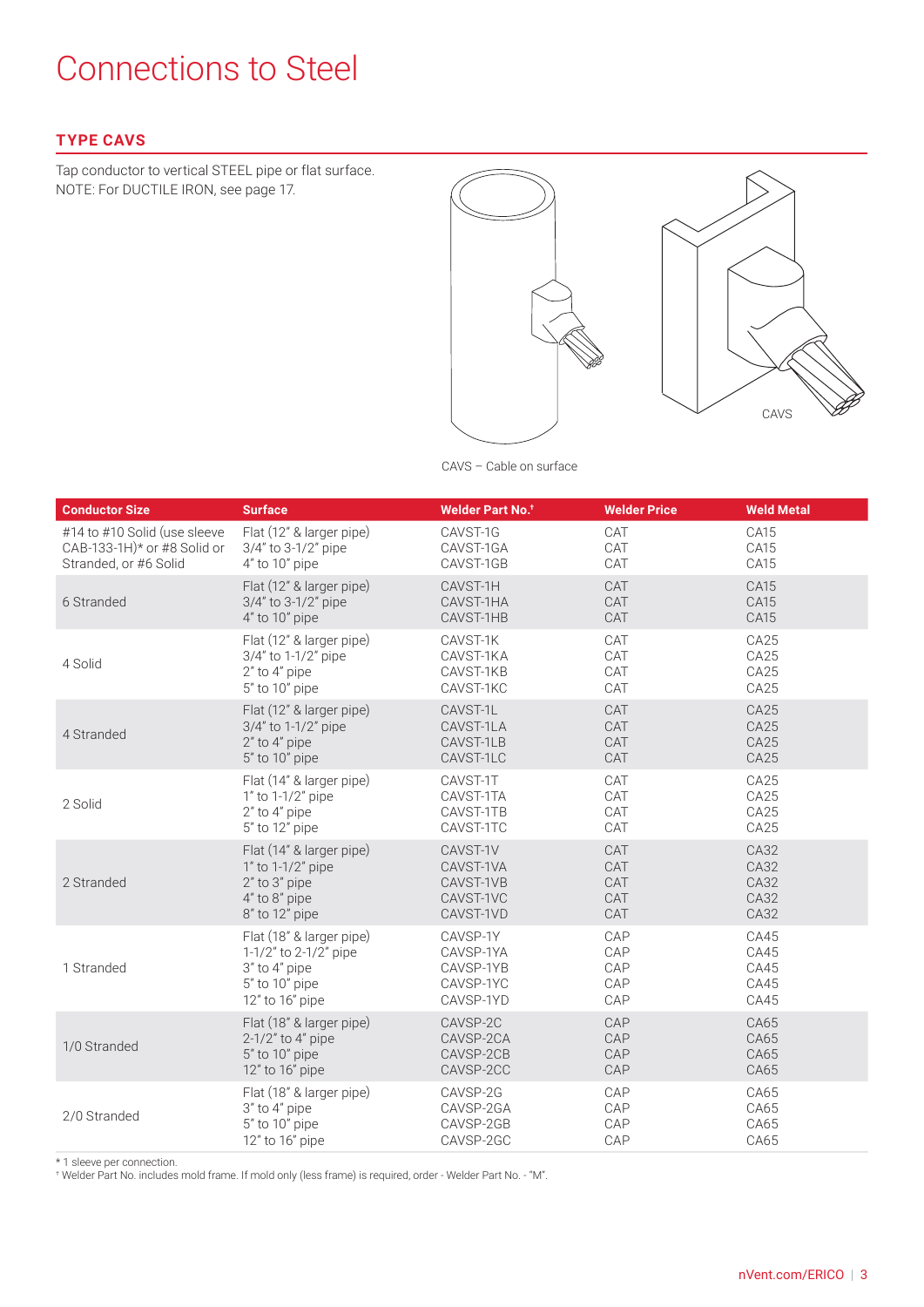# Connections to Steel

## TYPE CAVS

Tap conductor to vertical STEEL pipe or flat surface.
NOTE: For DUCTILE IRON, see page 17.

CAVS

CAVS – Cable on surface

| Conductor Size | Surface | Welder Part No.† | Welder Price | Weld Metal |
|---|---|---|---|---|
| #14 to #10 Solid (use sleeve CAB-133-1H)* or #8 Solid or Stranded, or #6 Solid | Flat (12" & larger pipe)<br>3/4" to 3-1/2" pipe<br>4" to 10" pipe | CAVST-1G<br>CAVST-1GA<br>CAVST-1GB | CAT<br>CAT<br>CAT | CA15<br>CA15<br>CA15 |
| 6 Stranded | Flat (12" & larger pipe)<br>3/4" to 3-1/2" pipe<br>4" to 10" pipe | CAVST-1H<br>CAVST-1HA<br>CAVST-1HB | CAT<br>CAT<br>CAT | CA15<br>CA15<br>CA15 |
| 4 Solid | Flat (12" & larger pipe)<br>3/4" to 1-1/2" pipe<br>2" to 4" pipe<br>5" to 10" pipe | CAVST-1K<br>CAVST-1KA<br>CAVST-1KB<br>CAVST-1KC | CAT<br>CAT<br>CAT<br>CAT | CA25<br>CA25<br>CA25<br>CA25 |
| 4 Stranded | Flat (12" & larger pipe)<br>3/4" to 1-1/2" pipe<br>2" to 4" pipe<br>5" to 10" pipe | CAVST-1L<br>CAVST-1LA<br>CAVST-1LB<br>CAVST-1LC | CAT<br>CAT<br>CAT<br>CAT | CA25<br>CA25<br>CA25<br>CA25 |
| 2 Solid | Flat (14" & larger pipe)<br>1" to 1-1/2" pipe<br>2" to 4" pipe<br>5" to 12" pipe | CAVST-1T<br>CAVST-1TA<br>CAVST-1TB<br>CAVST-1TC | CAT<br>CAT<br>CAT<br>CAT | CA25<br>CA25<br>CA25<br>CA25 |
| 2 Stranded | Flat (14" & larger pipe)<br>1" to 1-1/2" pipe<br>2" to 3" pipe<br>4" to 8" pipe<br>8" to 12" pipe | CAVST-1V<br>CAVST-1VA<br>CAVST-1VB<br>CAVST-1VC<br>CAVST-1VD | CAT<br>CAT<br>CAT<br>CAT<br>CAT | CA32<br>CA32<br>CA32<br>CA32<br>CA32 |
| 1 Stranded | Flat (18" & larger pipe)<br>1-1/2" to 2-1/2" pipe<br>3" to 4" pipe<br>5" to 10" pipe<br>12" to 16" pipe | CAVSP-1Y<br>CAVSP-1YA<br>CAVSP-1YB<br>CAVSP-1YC<br>CAVSP-1YD | CAP<br>CAP<br>CAP<br>CAP<br>CAP | CA45<br>CA45<br>CA45<br>CA45<br>CA45 |
| 1/0 Stranded | Flat (18" & larger pipe)<br>2-1/2" to 4" pipe<br>5" to 10" pipe<br>12" to 16" pipe | CAVSP-2C<br>CAVSP-2CA<br>CAVSP-2CB<br>CAVSP-2CC | CAP<br>CAP<br>CAP<br>CAP | CA65<br>CA65<br>CA65<br>CA65 |
| 2/0 Stranded | Flat (18" & larger pipe)<br>3" to 4" pipe<br>5" to 10" pipe<br>12" to 16" pipe | CAVSP-2G<br>CAVSP-2GA<br>CAVSP-2GB<br>CAVSP-2GC | CAP<br>CAP<br>CAP<br>CAP | CA65<br>CA65<br>CA65<br>CA65 |

* 1 sleeve per connection.
† Welder Part No. includes mold frame. If mold only (less frame) is required, order - Welder Part No. - "M".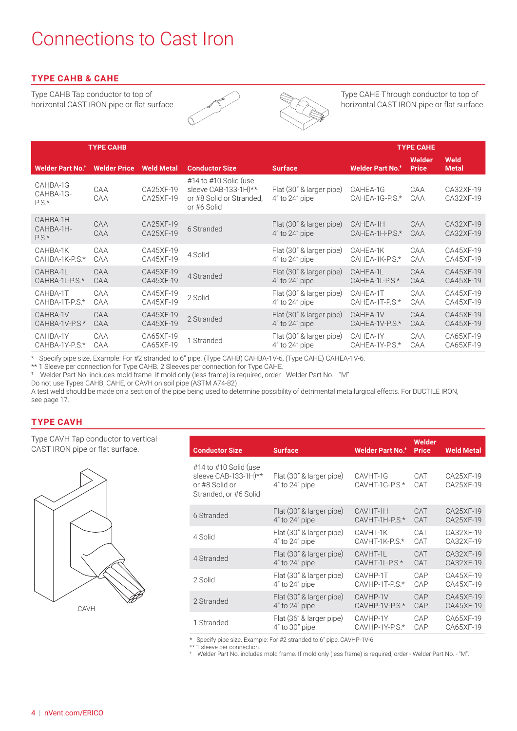# Connections to Cast Iron

## TYPE CAHB & CAHE

Type CAHB Tap conductor to top of horizontal CAST IRON pipe or flat surface.

Type CAHE Through conductor to top of horizontal CAST IRON pipe or flat surface.

| TYPE CAHB | | | | | TYPE CAHE | | |
|---|---|---|---|---|---|---|---|
| Welder Part No.† | Welder Price | Weld Metal | Conductor Size | Surface | Welder Part No.† | Welder Price | Weld Metal |
| CAHBA-1G<br>CAHBA-1G-P.S.* | CAA<br>CAA | CA25XF-19<br>CA25XF-19 | #14 to #10 Solid (use sleeve CAB-133-1H)** or #8 Solid or Stranded, or #6 Solid | Flat (30" & larger pipe)<br>4" to 24" pipe | CAHEA-1G<br>CAHEA-1G-P.S.* | CAA<br>CAA | CA32XF-19<br>CA32XF-19 |
| CAHBA-1H<br>CAHBA-1H-P.S.* | CAA<br>CAA | CA25XF-19<br>CA25XF-19 | 6 Stranded | Flat (30" & larger pipe)<br>4" to 24" pipe | CAHEA-1H<br>CAHEA-1H-P.S.* | CAA<br>CAA | CA32XF-19<br>CA32XF-19 |
| CAHBA-1K<br>CAHBA-1K-P.S.* | CAA<br>CAA | CA45XF-19<br>CA45XF-19 | 4 Solid | Flat (30" & larger pipe)<br>4" to 24" pipe | CAHEA-1K<br>CAHEA-1K-P.S.* | CAA<br>CAA | CA45XF-19<br>CA45XF-19 |
| CAHBA-1L<br>CAHBA-1L-P.S.* | CAA<br>CAA | CA45XF-19<br>CA45XF-19 | 4 Stranded | Flat (30" & larger pipe)<br>4" to 24" pipe | CAHEA-1L<br>CAHEA-1L-P.S.* | CAA<br>CAA | CA45XF-19<br>CA45XF-19 |
| CAHBA-1T<br>CAHBA-1T-P.S.* | CAA<br>CAA | CA45XF-19<br>CA45XF-19 | 2 Solid | Flat (30" & larger pipe)<br>4" to 24" pipe | CAHEA-1T<br>CAHEA-1T-P.S.* | CAA<br>CAA | CA45XF-19<br>CA45XF-19 |
| CAHBA-1V<br>CAHBA-1V-P.S.* | CAA<br>CAA | CA45XF-19<br>CA45XF-19 | 2 Stranded | Flat (30" & larger pipe)<br>4" to 24" pipe | CAHEA-1V<br>CAHEA-1V-P.S.* | CAA<br>CAA | CA45XF-19<br>CA45XF-19 |
| CAHBA-1Y<br>CAHBA-1Y-P.S.* | CAA<br>CAA | CA65XF-19<br>CA65XF-19 | 1 Stranded | Flat (30" & larger pipe)<br>4" to 24" pipe | CAHEA-1Y<br>CAHEA-1Y-P.S.* | CAA<br>CAA | CA65XF-19<br>CA65XF-19 |

\* Specify pipe size. Example: For #2 stranded to 6" pipe. (Type CAHB) CAHBA-1V-6, (Type CAHE) CAHEA-1V-6.
** 1 Sleeve per connection for Type CAHB. 2 Sleeves per connection for Type CAHE.
† Welder Part No. includes mold frame. If mold only (less frame) is required, order - Welder Part No. - "M".
Do not use Types CAHB, CAHE, or CAVH on soil pipe (ASTM A74-82)
A test weld should be made on a section of the pipe being used to determine possibility of detrimental metallurgical effects. For DUCTILE IRON, see page 17.

## TYPE CAVH

Type CAVH Tap conductor to vertical CAST IRON pipe or flat surface.

CAVH

| Conductor Size | Surface | Welder Part No.† | Welder Price | Weld Metal |
|---|---|---|---|---|
| #14 to #10 Solid (use sleeve CAB-133-1H)** or #8 Solid or Stranded, or #6 Solid | Flat (30" & larger pipe)<br>4" to 24" pipe | CAVHT-1G<br>CAVHT-1G-P.S.* | CAT<br>CAT | CA25XF-19<br>CA25XF-19 |
| 6 Stranded | Flat (30" & larger pipe)<br>4" to 24" pipe | CAVHT-1H<br>CAVHT-1H-P.S.* | CAT<br>CAT | CA25XF-19<br>CA25XF-19 |
| 4 Solid | Flat (30" & larger pipe)<br>4" to 24" pipe | CAVHT-1K<br>CAVHT-1K-P.S.* | CAT<br>CAT | CA32XF-19<br>CA32XF-19 |
| 4 Stranded | Flat (30" & larger pipe)<br>4" to 24" pipe | CAVHT-1L<br>CAVHT-1L-P.S.* | CAT<br>CAT | CA32XF-19<br>CA32XF-19 |
| 2 Solid | Flat (30" & larger pipe)<br>4" to 24" pipe | CAVHP-1T<br>CAVHP-1T-P.S.* | CAP<br>CAP | CA45XF-19<br>CA45XF-19 |
| 2 Stranded | Flat (30" & larger pipe)<br>4" to 24" pipe | CAVHP-1V<br>CAVHP-1V-P.S.* | CAP<br>CAP | CA45XF-19<br>CA45XF-19 |
| 1 Stranded | Flat (36" & larger pipe)<br>4" to 30" pipe | CAVHP-1Y<br>CAVHP-1Y-P.S.* | CAP<br>CAP | CA65XF-19<br>CA65XF-19 |

\* Specify pipe size. Example: For #2 stranded to 6" pipe, CAVHP-1V-6.
** 1 sleeve per connection.
† Welder Part No. includes mold frame. If mold only (less frame) is required, order - Welder Part No. - "M".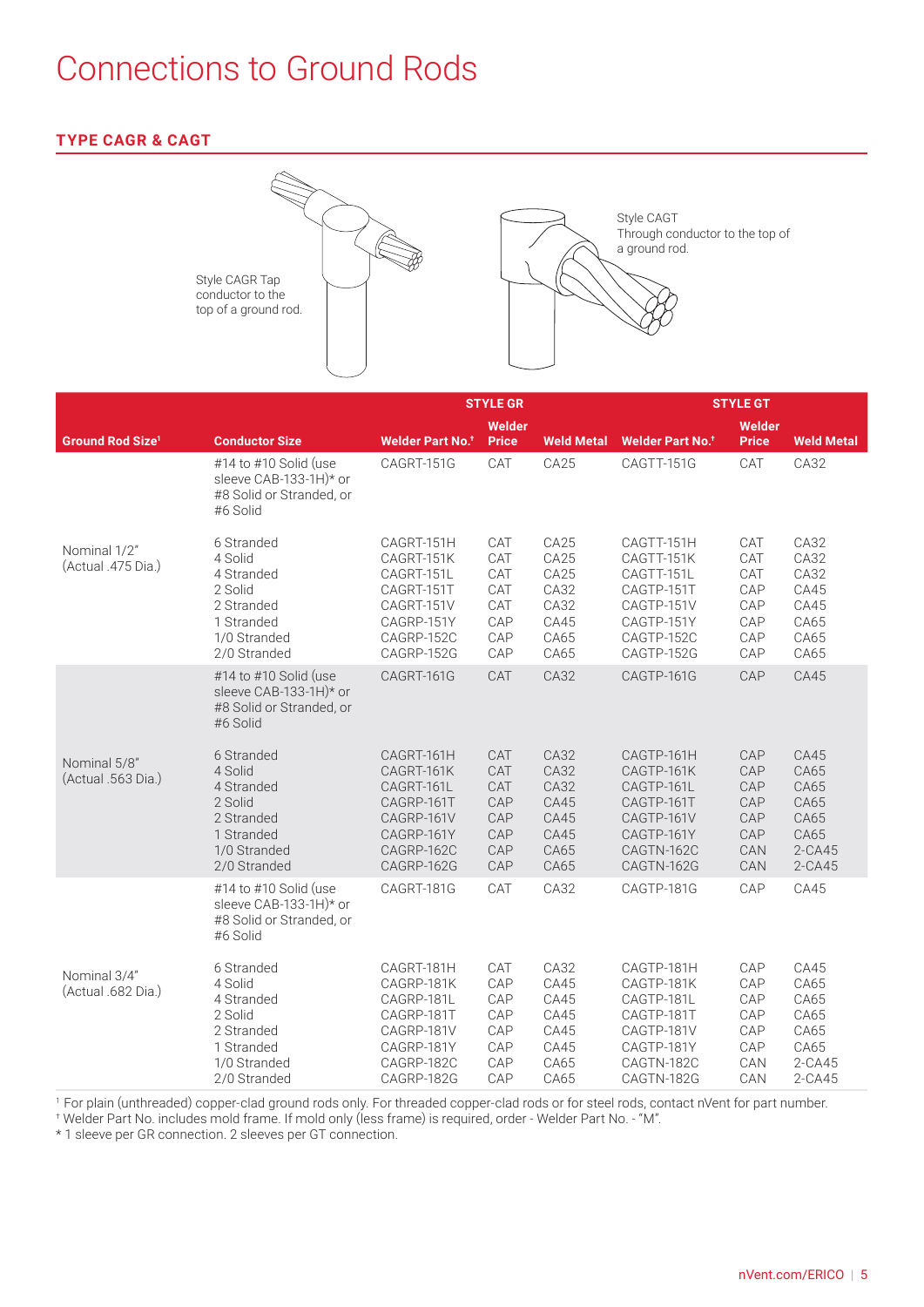# Connections to Ground Rods

## TYPE CAGR & CAGT

Style CAGR Tap conductor to the top of a ground rod.

Style CAGT Through conductor to the top of a ground rod.

| Ground Rod Size[1] | Conductor Size | STYLE GR Welder Part No.† | STYLE GR Welder Price | STYLE GR Weld Metal | STYLE GT Welder Part No.† | STYLE GT Welder Price | STYLE GT Weld Metal |
|---|---|---|---|---|---|---|---|
| Nominal 1/2" (Actual .475 Dia.) | #14 to #10 Solid (use sleeve CAB-133-1H)* or #8 Solid or Stranded, or #6 Solid | CAGRT-151G | CAT | CA25 | CAGTT-151G | CAT | CA32 |
| | 6 Stranded | CAGRT-151H | CAT | CA25 | CAGTT-151H | CAT | CA32 |
| | 4 Solid | CAGRT-151K | CAT | CA25 | CAGTT-151K | CAT | CA32 |
| | 4 Stranded | CAGRT-151L | CAT | CA25 | CAGTT-151L | CAT | CA32 |
| | 2 Solid | CAGRT-151T | CAT | CA32 | CAGTP-151T | CAP | CA45 |
| | 2 Stranded | CAGRT-151V | CAT | CA32 | CAGTP-151V | CAP | CA45 |
| | 1 Stranded | CAGRP-151Y | CAP | CA45 | CAGTP-151Y | CAP | CA65 |
| | 1/0 Stranded | CAGRP-152C | CAP | CA65 | CAGTP-152C | CAP | CA65 |
| | 2/0 Stranded | CAGRP-152G | CAP | CA65 | CAGTP-152G | CAP | CA65 |
| Nominal 5/8" (Actual .563 Dia.) | #14 to #10 Solid (use sleeve CAB-133-1H)* or #8 Solid or Stranded, or #6 Solid | CAGRT-161G | CAT | CA32 | CAGTP-161G | CAP | CA45 |
| | 6 Stranded | CAGRT-161H | CAT | CA32 | CAGTP-161H | CAP | CA45 |
| | 4 Solid | CAGRT-161K | CAT | CA32 | CAGTP-161K | CAP | CA65 |
| | 4 Stranded | CAGRT-161L | CAT | CA32 | CAGTP-161L | CAP | CA65 |
| | 2 Solid | CAGRP-161T | CAP | CA45 | CAGTP-161T | CAP | CA65 |
| | 2 Stranded | CAGRP-161V | CAP | CA45 | CAGTP-161V | CAP | CA65 |
| | 1 Stranded | CAGRP-161Y | CAP | CA45 | CAGTP-161Y | CAP | CA65 |
| | 1/0 Stranded | CAGRP-162C | CAP | CA65 | CAGTN-162C | CAN | 2-CA45 |
| | 2/0 Stranded | CAGRP-162G | CAP | CA65 | CAGTN-162G | CAN | 2-CA45 |
| Nominal 3/4" (Actual .682 Dia.) | #14 to #10 Solid (use sleeve CAB-133-1H)* or #8 Solid or Stranded, or #6 Solid | CAGRT-181G | CAT | CA32 | CAGTP-181G | CAP | CA45 |
| | 6 Stranded | CAGRT-181H | CAT | CA32 | CAGTP-181H | CAP | CA45 |
| | 4 Solid | CAGRP-181K | CAP | CA45 | CAGTP-181K | CAP | CA65 |
| | 4 Stranded | CAGRP-181L | CAP | CA45 | CAGTP-181L | CAP | CA65 |
| | 2 Solid | CAGRP-181T | CAP | CA45 | CAGTP-181T | CAP | CA65 |
| | 2 Stranded | CAGRP-181V | CAP | CA45 | CAGTP-181V | CAP | CA65 |
| | 1 Stranded | CAGRP-181Y | CAP | CA45 | CAGTP-181Y | CAP | CA65 |
| | 1/0 Stranded | CAGRP-182C | CAP | CA65 | CAGTN-182C | CAN | 2-CA45 |
| | 2/0 Stranded | CAGRP-182G | CAP | CA65 | CAGTN-182G | CAN | 2-CA45 |

[1] For plain (unthreaded) copper-clad ground rods only. For threaded copper-clad rods or for steel rods, contact nVent for part number.

† Welder Part No. includes mold frame. If mold only (less frame) is required, order - Welder Part No. - "M".

* 1 sleeve per GR connection. 2 sleeves per GT connection.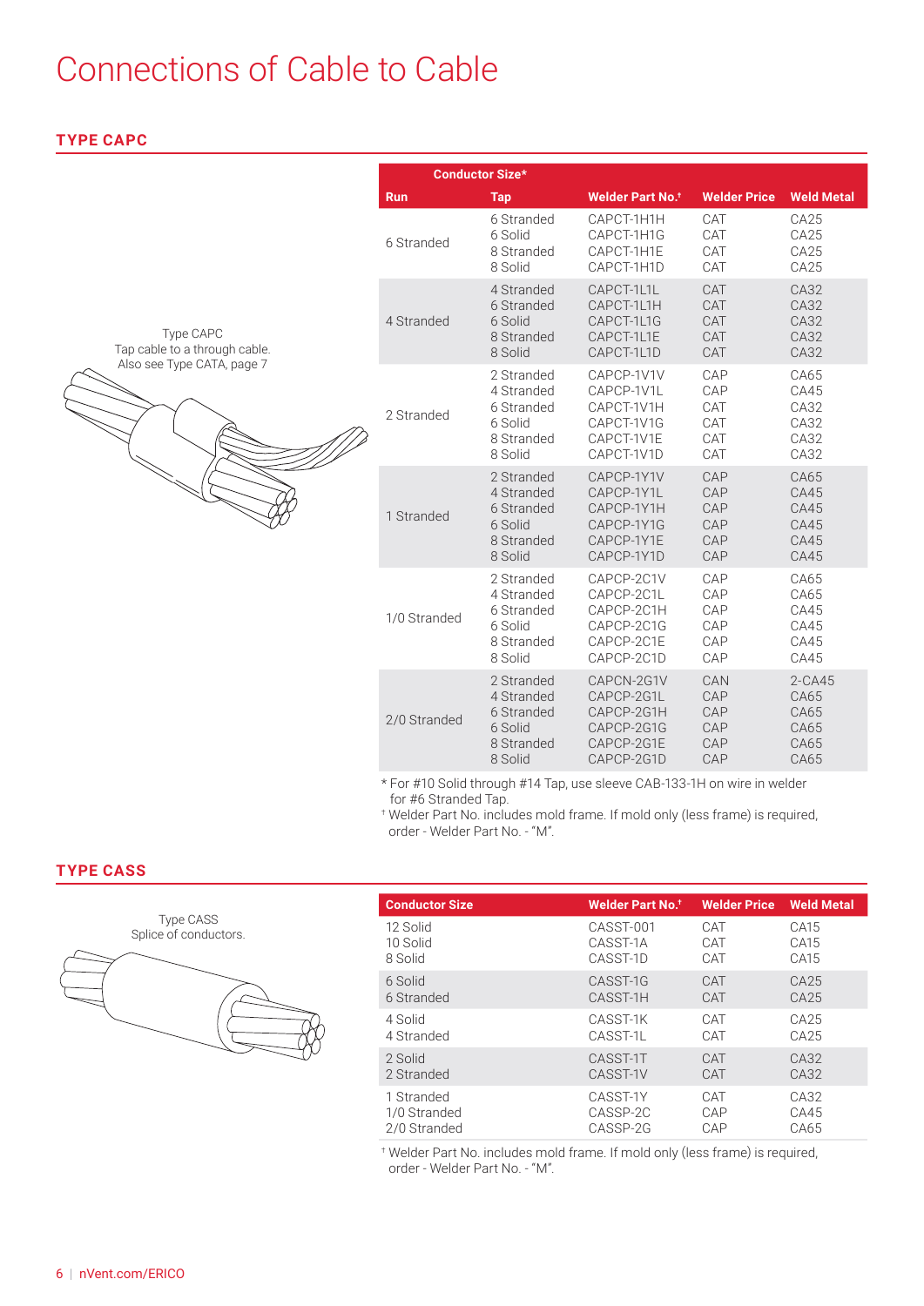# Connections of Cable to Cable

## TYPE CAPC

Type CAPC
Tap cable to a through cable.
Also see Type CATA, page 7

| Conductor Size* | | | | |
|---|---|---|---|---|
| **Run** | **Tap** | **Welder Part No.†** | **Welder Price** | **Weld Metal** |
| 6 Stranded | 6 Stranded | CAPCT-1H1H | CAT | CA25 |
| | 6 Solid | CAPCT-1H1G | CAT | CA25 |
| | 8 Stranded | CAPCT-1H1E | CAT | CA25 |
| | 8 Solid | CAPCT-1H1D | CAT | CA25 |
| 4 Stranded | 4 Stranded | CAPCT-1L1L | CAT | CA32 |
| | 6 Stranded | CAPCT-1L1H | CAT | CA32 |
| | 6 Solid | CAPCT-1L1G | CAT | CA32 |
| | 8 Stranded | CAPCT-1L1E | CAT | CA32 |
| | 8 Solid | CAPCT-1L1D | CAT | CA32 |
| 2 Stranded | 2 Stranded | CAPCP-1V1V | CAP | CA65 |
| | 4 Stranded | CAPCP-1V1L | CAP | CA45 |
| | 6 Stranded | CAPCT-1V1H | CAT | CA32 |
| | 6 Solid | CAPCT-1V1G | CAT | CA32 |
| | 8 Stranded | CAPCT-1V1E | CAT | CA32 |
| | 8 Solid | CAPCT-1V1D | CAT | CA32 |
| 1 Stranded | 2 Stranded | CAPCP-1Y1V | CAP | CA65 |
| | 4 Stranded | CAPCP-1Y1L | CAP | CA45 |
| | 6 Stranded | CAPCP-1Y1H | CAP | CA45 |
| | 6 Solid | CAPCP-1Y1G | CAP | CA45 |
| | 8 Stranded | CAPCP-1Y1E | CAP | CA45 |
| | 8 Solid | CAPCP-1Y1D | CAP | CA45 |
| 1/0 Stranded | 2 Stranded | CAPCP-2C1V | CAP | CA65 |
| | 4 Stranded | CAPCP-2C1L | CAP | CA65 |
| | 6 Stranded | CAPCP-2C1H | CAP | CA45 |
| | 6 Solid | CAPCP-2C1G | CAP | CA45 |
| | 8 Stranded | CAPCP-2C1E | CAP | CA45 |
| | 8 Solid | CAPCP-2C1D | CAP | CA45 |
| 2/0 Stranded | 2 Stranded | CAPCN-2G1V | CAN | 2-CA45 |
| | 4 Stranded | CAPCP-2G1L | CAP | CA65 |
| | 6 Stranded | CAPCP-2G1H | CAP | CA65 |
| | 6 Solid | CAPCP-2G1G | CAP | CA65 |
| | 8 Stranded | CAPCP-2G1E | CAP | CA65 |
| | 8 Solid | CAPCP-2G1D | CAP | CA65 |

\* For #10 Solid through #14 Tap, use sleeve CAB-133-1H on wire in welder for #6 Stranded Tap.
† Welder Part No. includes mold frame. If mold only (less frame) is required, order - Welder Part No. - "M".

## TYPE CASS

Type CASS
Splice of conductors.

| Conductor Size | Welder Part No.† | Welder Price | Weld Metal |
|---|---|---|---|
| 12 Solid | CASST-001 | CAT | CA15 |
| 10 Solid | CASST-1A | CAT | CA15 |
| 8 Solid | CASST-1D | CAT | CA15 |
| 6 Solid | CASST-1G | CAT | CA25 |
| 6 Stranded | CASST-1H | CAT | CA25 |
| 4 Solid | CASST-1K | CAT | CA25 |
| 4 Stranded | CASST-1L | CAT | CA25 |
| 2 Solid | CASST-1T | CAT | CA32 |
| 2 Stranded | CASST-1V | CAT | CA32 |
| 1 Stranded | CASST-1Y | CAT | CA32 |
| 1/0 Stranded | CASSP-2C | CAP | CA45 |
| 2/0 Stranded | CASSP-2G | CAP | CA65 |

† Welder Part No. includes mold frame. If mold only (less frame) is required, order - Welder Part No. - "M".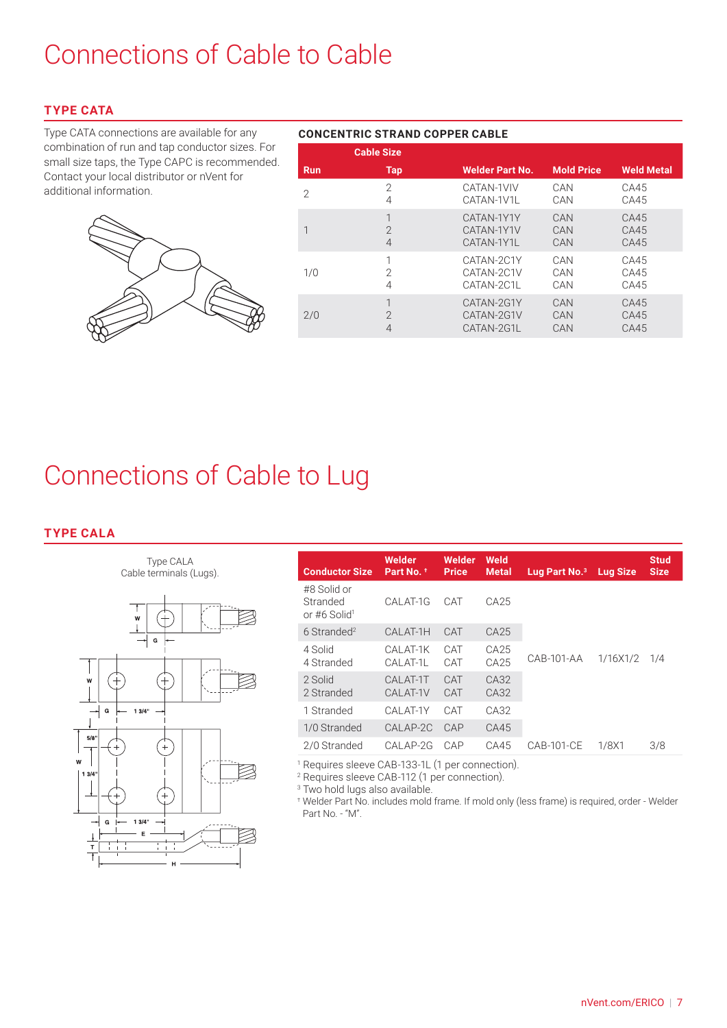# Connections of Cable to Cable

## TYPE CATA

Type CATA connections are available for any combination of run and tap conductor sizes. For small size taps, the Type CAPC is recommended. Contact your local distributor or nVent for additional information.

### CONCENTRIC STRAND COPPER CABLE

| Cable Size | | | | |
|---|---|---|---|---|
| **Run** | **Tap** | **Welder Part No.** | **Mold Price** | **Weld Metal** |
| 2 | 2 | CATAN-1V1V | CAN | CA45 |
| | 4 | CATAN-1V1L | CAN | CA45 |
| 1 | 1 | CATAN-1Y1Y | CAN | CA45 |
| | 2 | CATAN-1Y1V | CAN | CA45 |
| | 4 | CATAN-1Y1L | CAN | CA45 |
| 1/0 | 1 | CATAN-2C1Y | CAN | CA45 |
| | 2 | CATAN-2C1V | CAN | CA45 |
| | 4 | CATAN-2C1L | CAN | CA45 |
| 2/0 | 1 | CATAN-2G1Y | CAN | CA45 |
| | 2 | CATAN-2G1V | CAN | CA45 |
| | 4 | CATAN-2G1L | CAN | CA45 |

# Connections of Cable to Lug

## TYPE CALA

Type CALA
Cable terminals (Lugs).

W
G
1 3/4"
5/8"
1 3/4"
E
T
H

| Conductor Size | Welder Part No. † | Welder Price | Weld Metal | Lug Part No.[3] | Lug Size | Stud Size |
|---|---|---|---|---|---|---|
| #8 Solid or Stranded or #6 Solid[1] | CALAT-1G | CAT | CA25 | CAB-101-AA | 1/16X1/2 | 1/4 |
| 6 Stranded[2] | CALAT-1H | CAT | CA25 | | | |
| 4 Solid | CALAT-1K | CAT | CA25 | | | |
| 4 Stranded | CALAT-1L | CAT | CA25 | | | |
| 2 Solid | CALAT-1T | CAT | CA32 | | | |
| 2 Stranded | CALAT-1V | CAT | CA32 | | | |
| 1 Stranded | CALAT-1Y | CAT | CA32 | | | |
| 1/0 Stranded | CALAP-2C | CAP | CA45 | | | |
| 2/0 Stranded | CALAP-2G | CAP | CA45 | CAB-101-CE | 1/8X1 | 3/8 |

[1] Requires sleeve CAB-133-1L (1 per connection).
[2] Requires sleeve CAB-112 (1 per connection).
[3] Two hold lugs also available.
† Welder Part No. includes mold frame. If mold only (less frame) is required, order - Welder Part No. - "M".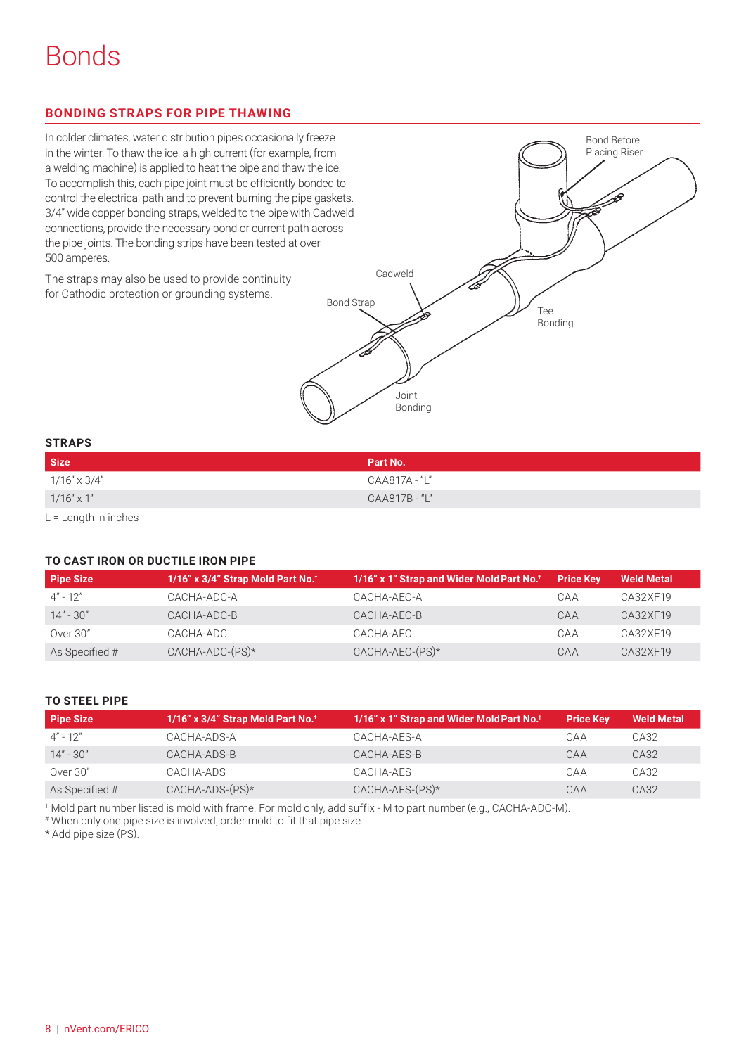# Bonds

## BONDING STRAPS FOR PIPE THAWING

In colder climates, water distribution pipes occasionally freeze in the winter. To thaw the ice, a high current (for example, from a welding machine) is applied to heat the pipe and thaw the ice. To accomplish this, each pipe joint must be efficiently bonded to control the electrical path and to prevent burning the pipe gaskets. 3/4" wide copper bonding straps, welded to the pipe with Cadweld connections, provide the necessary bond or current path across the pipe joints. The bonding strips have been tested at over 500 amperes.

The straps may also be used to provide continuity for Cathodic protection or grounding systems.

Bond Before Placing Riser

Cadweld

Bond Strap

Tee Bonding

Joint Bonding

### STRAPS

| Size | Part No. |
|---|---|
| 1/16" x 3/4" | CAA817A - "L" |
| 1/16" x 1" | CAA817B - "L" |

L = Length in inches

### TO CAST IRON OR DUCTILE IRON PIPE

| Pipe Size | 1/16" x 3/4" Strap Mold Part No.† | 1/16" x 1" Strap and Wider Mold Part No.† | Price Key | Weld Metal |
|---|---|---|---|---|
| 4" - 12" | CACHA-ADC-A | CACHA-AEC-A | CAA | CA32XF19 |
| 14" - 30" | CACHA-ADC-B | CACHA-AEC-B | CAA | CA32XF19 |
| Over 30" | CACHA-ADC | CACHA-AEC | CAA | CA32XF19 |
| As Specified # | CACHA-ADC-(PS)* | CACHA-AEC-(PS)* | CAA | CA32XF19 |

### TO STEEL PIPE

| Pipe Size | 1/16" x 3/4" Strap Mold Part No.† | 1/16" x 1" Strap and Wider Mold Part No.† | Price Key | Weld Metal |
|---|---|---|---|---|
| 4" - 12" | CACHA-ADS-A | CACHA-AES-A | CAA | CA32 |
| 14" - 30" | CACHA-ADS-B | CACHA-AES-B | CAA | CA32 |
| Over 30" | CACHA-ADS | CACHA-AES | CAA | CA32 |
| As Specified # | CACHA-ADS-(PS)* | CACHA-AES-(PS)* | CAA | CA32 |

† Mold part number listed is mold with frame. For mold only, add suffix - M to part number (e.g., CACHA-ADC-M).

# When only one pipe size is involved, order mold to fit that pipe size.

* Add pipe size (PS).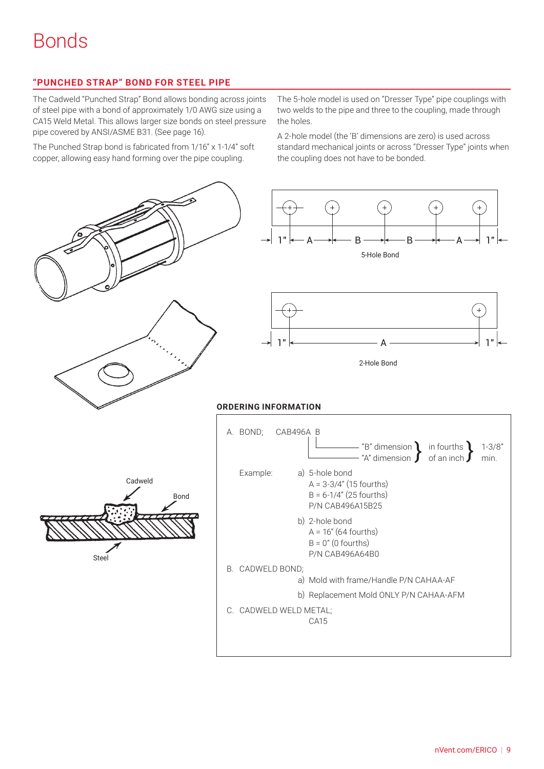# Bonds

## "PUNCHED STRAP" BOND FOR STEEL PIPE

The Cadweld "Punched Strap" Bond allows bonding across joints of steel pipe with a bond of approximately 1/0 AWG size using a CA15 Weld Metal. This allows larger size bonds on steel pressure pipe covered by ANSI/ASME B31. (See page 16).

The Punched Strap bond is fabricated from 1/16" x 1-1/4" soft copper, allowing easy hand forming over the pipe coupling.

The 5-hole model is used on "Dresser Type" pipe couplings with two welds to the pipe and three to the coupling, made through the holes.

A 2-hole model (the 'B' dimensions are zero) is used across standard mechanical joints or across "Dresser Type" joints when the coupling does not have to be bonded.

1" A B B A 1"

5-Hole Bond

1" A 1"

2-Hole Bond

Cadweld

Bond

Steel

### ORDERING INFORMATION

A. BOND; CAB496A B

"B" dimension / "A" dimension — in fourths of an inch — 1-3/8" min.

Example:

a) 5-hole bond
A = 3-3/4" (15 fourths)
B = 6-1/4" (25 fourths)
P/N CAB496A15B25

b) 2-hole bond
A = 16" (64 fourths)
B = 0" (0 fourths)
P/N CAB496A64B0

B. CADWELD BOND;

a) Mold with frame/Handle P/N CAHAA-AF

b) Replacement Mold ONLY P/N CAHAA-AFM

C. CADWELD WELD METAL;

CA15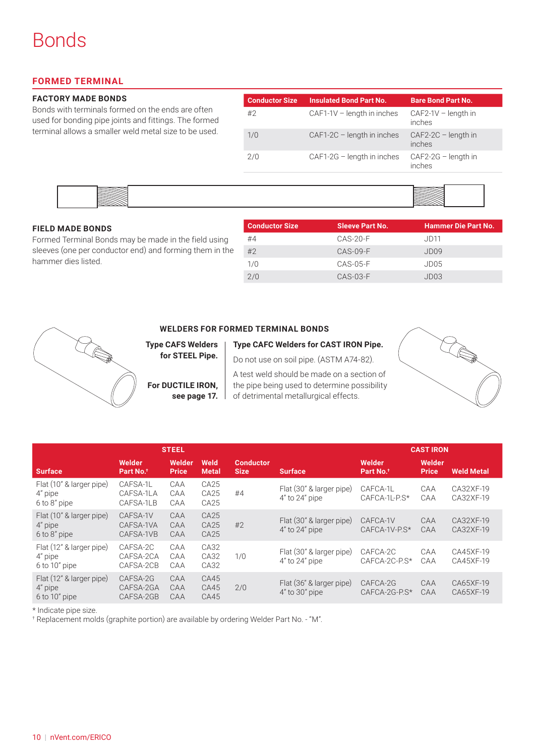# Bonds

## FORMED TERMINAL

### FACTORY MADE BONDS

Bonds with terminals formed on the ends are often used for bonding pipe joints and fittings. The formed terminal allows a smaller weld metal size to be used.

| Conductor Size | Insulated Bond Part No. | Bare Bond Part No. |
|---|---|---|
| #2 | CAF1-1V – length in inches | CAF2-1V – length in inches |
| 1/0 | CAF1-2C – length in inches | CAF2-2C – length in inches |
| 2/0 | CAF1-2G – length in inches | CAF2-2G – length in inches |

### FIELD MADE BONDS

Formed Terminal Bonds may be made in the field using sleeves (one per conductor end) and forming them in the hammer dies listed.

| Conductor Size | Sleeve Part No. | Hammer Die Part No. |
|---|---|---|
| #4 | CAS-20-F | JD11 |
| #2 | CAS-09-F | JD09 |
| 1/0 | CAS-05-F | JD05 |
| 2/0 | CAS-03-F | JD03 |

### WELDERS FOR FORMED TERMINAL BONDS

**Type CAFS Welders for STEEL Pipe.**

**For DUCTILE IRON, see page 17.**

**Type CAFC Welders for CAST IRON Pipe.**

Do not use on soil pipe. (ASTM A74-82).

A test weld should be made on a section of the pipe being used to determine possibility of detrimental metallurgical effects.

| STEEL | | | | | CAST IRON | | | |
|---|---|---|---|---|---|---|---|---|
| **Surface** | **Welder Part No.†** | **Welder Price** | **Weld Metal** | **Conductor Size** | **Surface** | **Welder Part No.†** | **Welder Price** | **Weld Metal** |
| Flat (10" & larger pipe)<br>4" pipe<br>6 to 8" pipe | CAFSA-1L<br>CAFSA-1LA<br>CAFSA-1LB | CAA<br>CAA<br>CAA | CA25<br>CA25<br>CA25 | #4 | Flat (30" & larger pipe)<br>4" to 24" pipe | CAFCA-1L<br>CAFCA-1L-P.S* | CAA<br>CAA | CA32XF-19<br>CA32XF-19 |
| Flat (10" & larger pipe)<br>4" pipe<br>6 to 8" pipe | CAFSA-1V<br>CAFSA-1VA<br>CAFSA-1VB | CAA<br>CAA<br>CAA | CA25<br>CA25<br>CA25 | #2 | Flat (30" & larger pipe)<br>4" to 24" pipe | CAFCA-1V<br>CAFCA-1V-P.S* | CAA<br>CAA | CA32XF-19<br>CA32XF-19 |
| Flat (12" & larger pipe)<br>4" pipe<br>6 to 10" pipe | CAFSA-2C<br>CAFSA-2CA<br>CAFSA-2CB | CAA<br>CAA<br>CAA | CA32<br>CA32<br>CA32 | 1/0 | Flat (30" & larger pipe)<br>4" to 24" pipe | CAFCA-2C<br>CAFCA-2C-P.S* | CAA<br>CAA | CA45XF-19<br>CA45XF-19 |
| Flat (12" & larger pipe)<br>4" pipe<br>6 to 10" pipe | CAFSA-2G<br>CAFSA-2GA<br>CAFSA-2GB | CAA<br>CAA<br>CAA | CA45<br>CA45<br>CA45 | 2/0 | Flat (36" & larger pipe)<br>4" to 30" pipe | CAFCA-2G<br>CAFCA-2G-P.S* | CAA<br>CAA | CA65XF-19<br>CA65XF-19 |

* Indicate pipe size.
† Replacement molds (graphite portion) are available by ordering Welder Part No. - "M".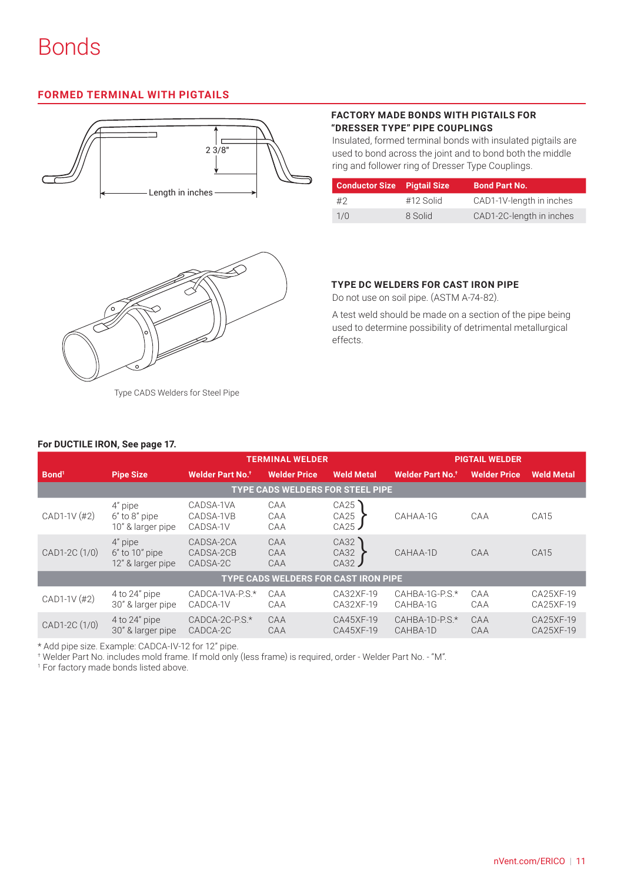# Bonds

## FORMED TERMINAL WITH PIGTAILS

2 3/8"

Length in inches

### FACTORY MADE BONDS WITH PIGTAILS FOR "DRESSER TYPE" PIPE COUPLINGS

Insulated, formed terminal bonds with insulated pigtails are used to bond across the joint and to bond both the middle ring and follower ring of Dresser Type Couplings.

| Conductor Size | Pigtail Size | Bond Part No. |
|---|---|---|
| #2 | #12 Solid | CAD1-1V-length in inches |
| 1/0 | 8 Solid | CAD1-2C-length in inches |

Type CADS Welders for Steel Pipe

### TYPE DC WELDERS FOR CAST IRON PIPE

Do not use on soil pipe. (ASTM A-74-82).

A test weld should be made on a section of the pipe being used to determine possibility of detrimental metallurgical effects.

**For DUCTILE IRON, See page 17.**

| | | TERMINAL WELDER | | | PIGTAIL WELDER | | |
|---|---|---|---|---|---|---|---|
| Bond[1] | Pipe Size | Welder Part No.† | Welder Price | Weld Metal | Welder Part No.† | Welder Price | Weld Metal |
| **TYPE CADS WELDERS FOR STEEL PIPE** | | | | | | | |
| CAD1-1V (#2) | 4" pipe<br>6" to 8" pipe<br>10" & larger pipe | CADSA-1VA<br>CADSA-1VB<br>CADSA-1V | CAA<br>CAA<br>CAA | CA25<br>CA25<br>CA25 | CAHAA-1G | CAA | CA15 |
| CAD1-2C (1/0) | 4" pipe<br>6" to 10" pipe<br>12" & larger pipe | CADSA-2CA<br>CADSA-2CB<br>CADSA-2C | CAA<br>CAA<br>CAA | CA32<br>CA32<br>CA32 | CAHAA-1D | CAA | CA15 |
| **TYPE CADS WELDERS FOR CAST IRON PIPE** | | | | | | | |
| CAD1-1V (#2) | 4 to 24" pipe<br>30" & larger pipe | CADCA-1VA-P.S.*<br>CADCA-1V | CAA<br>CAA | CA32XF-19<br>CA32XF-19 | CAHBA-1G-P.S.*<br>CAHBA-1G | CAA<br>CAA | CA25XF-19<br>CA25XF-19 |
| CAD1-2C (1/0) | 4 to 24" pipe<br>30" & larger pipe | CADCA-2C-P.S.*<br>CADCA-2C | CAA<br>CAA | CA45XF-19<br>CA45XF-19 | CAHBA-1D-P.S.*<br>CAHBA-1D | CAA<br>CAA | CA25XF-19<br>CA25XF-19 |

* Add pipe size. Example: CADCA-IV-12 for 12" pipe.
† Welder Part No. includes mold frame. If mold only (less frame) is required, order - Welder Part No. - "M".
[1] For factory made bonds listed above.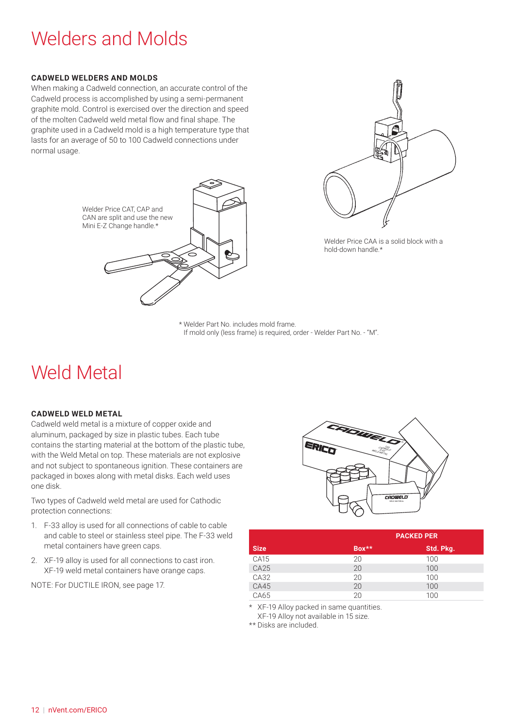# Welders and Molds

### CADWELD WELDERS AND MOLDS

When making a Cadweld connection, an accurate control of the Cadweld process is accomplished by using a semi-permanent graphite mold. Control is exercised over the direction and speed of the molten Cadweld weld metal flow and final shape. The graphite used in a Cadweld mold is a high temperature type that lasts for an average of 50 to 100 Cadweld connections under normal usage.

Welder Price CAT, CAP and CAN are split and use the new Mini E-Z Change handle.*

Welder Price CAA is a solid block with a hold-down handle.*

\* Welder Part No. includes mold frame.
If mold only (less frame) is required, order - Welder Part No. - "M".

# Weld Metal

### CADWELD WELD METAL

Cadweld weld metal is a mixture of copper oxide and aluminum, packaged by size in plastic tubes. Each tube contains the starting material at the bottom of the plastic tube, with the Weld Metal on top. These materials are not explosive and not subject to spontaneous ignition. These containers are packaged in boxes along with metal disks. Each weld uses one disk.

Two types of Cadweld weld metal are used for Cathodic protection connections:

1. F-33 alloy is used for all connections of cable to cable and cable to steel or stainless steel pipe. The F-33 weld metal containers have green caps.
2. XF-19 alloy is used for all connections to cast iron. XF-19 weld metal containers have orange caps.

NOTE: For DUCTILE IRON, see page 17.

| | PACKED PER | |
|---|---|---|
| Size | Box** | Std. Pkg. |
| CA15 | 20 | 100 |
| CA25 | 20 | 100 |
| CA32 | 20 | 100 |
| CA45 | 20 | 100 |
| CA65 | 20 | 100 |

\* XF-19 Alloy packed in same quantities.
XF-19 Alloy not available in 15 size.
\*\* Disks are included.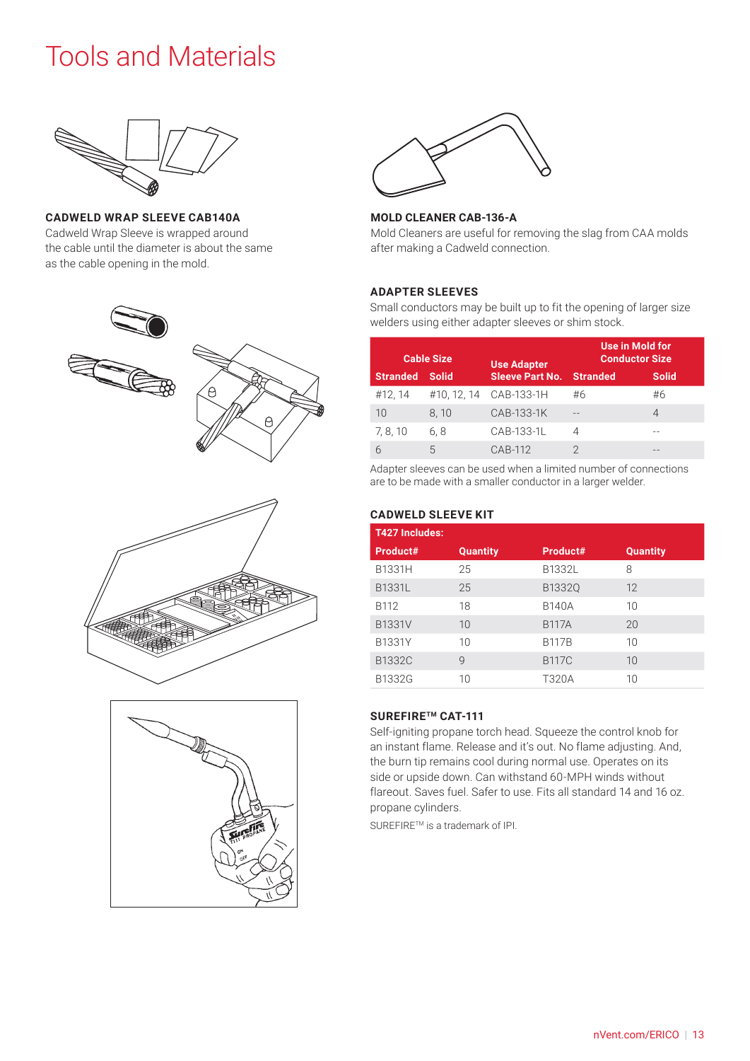# Tools and Materials

**CADWELD WRAP SLEEVE CAB140A**

Cadweld Wrap Sleeve is wrapped around the cable until the diameter is about the same as the cable opening in the mold.

**MOLD CLEANER CAB-136-A**

Mold Cleaners are useful for removing the slag from CAA molds after making a Cadweld connection.

**ADAPTER SLEEVES**

Small conductors may be built up to fit the opening of larger size welders using either adapter sleeves or shim stock.

| Cable Size | | Use Adapter Sleeve Part No. | Use in Mold for Conductor Size | |
|---|---|---|---|---|
| Stranded | Solid | | Stranded | Solid |
| #12, 14 | #10, 12, 14 | CAB-133-1H | #6 | #6 |
| 10 | 8, 10 | CAB-133-1K | -- | 4 |
| 7, 8, 10 | 6, 8 | CAB-133-1L | 4 | -- |
| 6 | 5 | CAB-112 | 2 | -- |

Adapter sleeves can be used when a limited number of connections are to be made with a smaller conductor in a larger welder.

**CADWELD SLEEVE KIT**

| T427 Includes: | | | |
|---|---|---|---|
| Product# | Quantity | Product# | Quantity |
| B1331H | 25 | B1332L | 8 |
| B1331L | 25 | B1332Q | 12 |
| B112 | 18 | B140A | 10 |
| B1331V | 10 | B117A | 20 |
| B1331Y | 10 | B117B | 10 |
| B1332C | 9 | B117C | 10 |
| B1332G | 10 | T320A | 10 |

**SUREFIRE™ CAT-111**

Self-igniting propane torch head. Squeeze the control knob for an instant flame. Release and it's out. No flame adjusting. And, the burn tip remains cool during normal use. Operates on its side or upside down. Can withstand 60-MPH winds without flareout. Saves fuel. Safer to use. Fits all standard 14 and 16 oz. propane cylinders.

SUREFIRE™ is a trademark of IPI.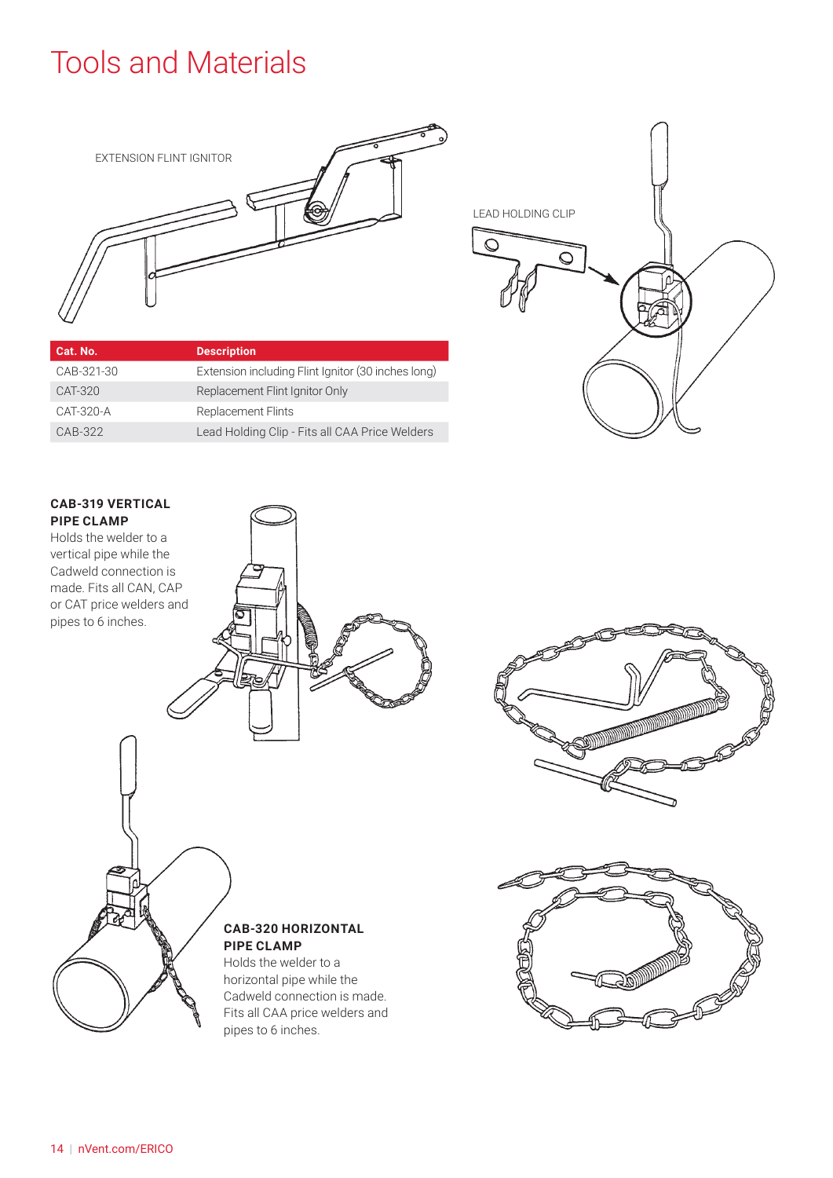# Tools and Materials

EXTENSION FLINT IGNITOR

LEAD HOLDING CLIP

| Cat. No. | Description |
| --- | --- |
| CAB-321-30 | Extension including Flint Ignitor (30 inches long) |
| CAT-320 | Replacement Flint Ignitor Only |
| CAT-320-A | Replacement Flints |
| CAB-322 | Lead Holding Clip - Fits all CAA Price Welders |

**CAB-319 VERTICAL PIPE CLAMP**

Holds the welder to a vertical pipe while the Cadweld connection is made. Fits all CAN, CAP or CAT price welders and pipes to 6 inches.

**CAB-320 HORIZONTAL PIPE CLAMP**

Holds the welder to a horizontal pipe while the Cadweld connection is made. Fits all CAA price welders and pipes to 6 inches.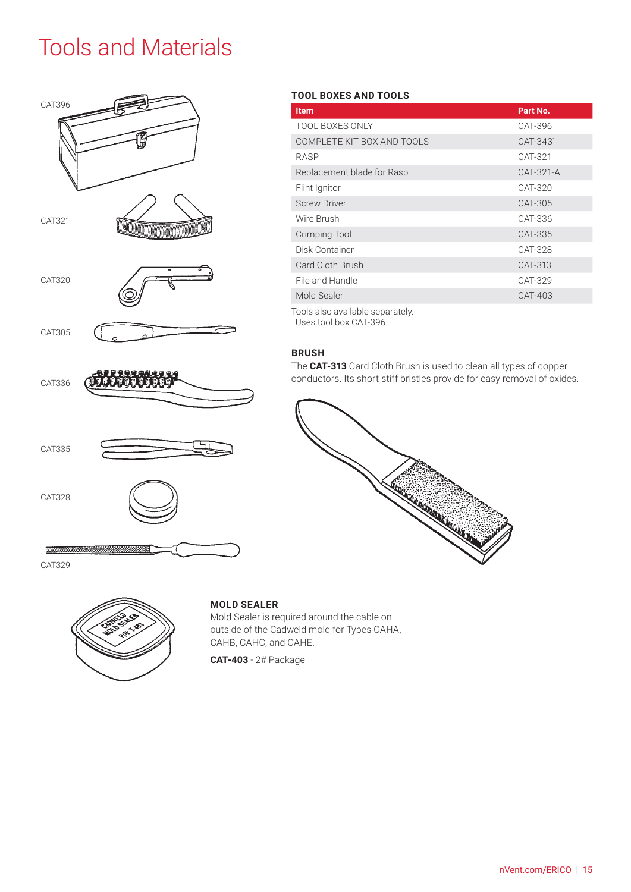# Tools and Materials

CAT396

CAT321

CAT320

CAT305

CAT336

CAT335

CAT328

CAT329

## TOOL BOXES AND TOOLS

| Item | Part No. |
|---|---|
| TOOL BOXES ONLY | CAT-396 |
| COMPLETE KIT BOX AND TOOLS | CAT-343[1] |
| RASP | CAT-321 |
| Replacement blade for Rasp | CAT-321-A |
| Flint Ignitor | CAT-320 |
| Screw Driver | CAT-305 |
| Wire Brush | CAT-336 |
| Crimping Tool | CAT-335 |
| Disk Container | CAT-328 |
| Card Cloth Brush | CAT-313 |
| File and Handle | CAT-329 |
| Mold Sealer | CAT-403 |

Tools also available separately.
[1] Uses tool box CAT-396

## BRUSH

The **CAT-313** Card Cloth Brush is used to clean all types of copper conductors. Its short stiff bristles provide for easy removal of oxides.

## MOLD SEALER

Mold Sealer is required around the cable on outside of the Cadweld mold for Types CAHA, CAHB, CAHC, and CAHE.

**CAT-403** - 2# Package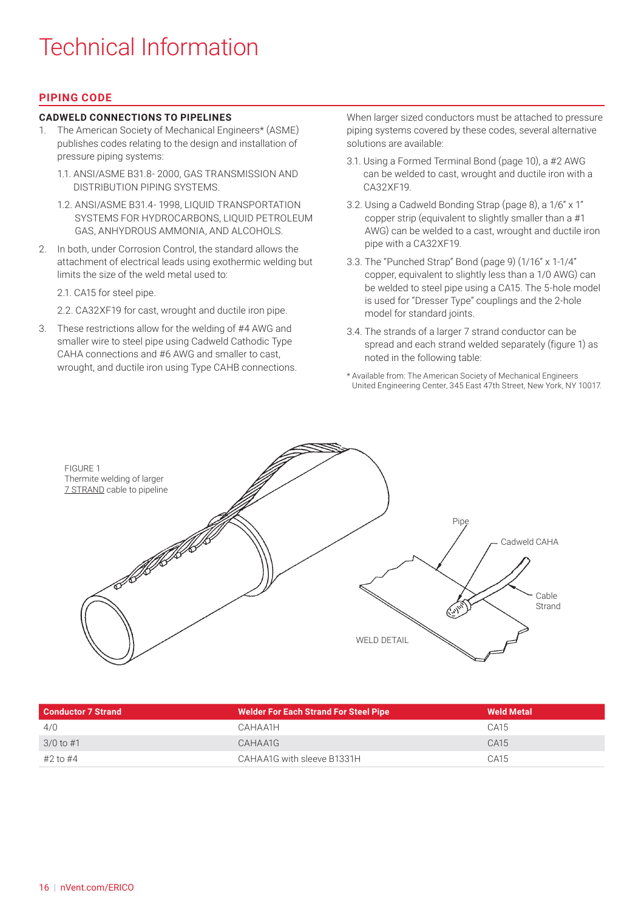# Technical Information

## PIPING CODE

### CADWELD CONNECTIONS TO PIPELINES

1. The American Society of Mechanical Engineers* (ASME) publishes codes relating to the design and installation of pressure piping systems:

   1.1. ANSI/ASME B31.8- 2000, GAS TRANSMISSION AND DISTRIBUTION PIPING SYSTEMS.

   1.2. ANSI/ASME B31.4- 1998, LIQUID TRANSPORTATION SYSTEMS FOR HYDROCARBONS, LIQUID PETROLEUM GAS, ANHYDROUS AMMONIA, AND ALCOHOLS.

2. In both, under Corrosion Control, the standard allows the attachment of electrical leads using exothermic welding but limits the size of the weld metal used to:

   2.1. CA15 for steel pipe.

   2.2. CA32XF19 for cast, wrought and ductile iron pipe.

3. These restrictions allow for the welding of #4 AWG and smaller wire to steel pipe using Cadweld Cathodic Type CAHA connections and #6 AWG and smaller to cast, wrought, and ductile iron using Type CAHB connections.

When larger sized conductors must be attached to pressure piping systems covered by these codes, several alternative solutions are available:

3.1. Using a Formed Terminal Bond (page 10), a #2 AWG can be welded to cast, wrought and ductile iron with a CA32XF19.

3.2. Using a Cadweld Bonding Strap (page 8), a 1/16" x 1" copper strip (equivalent to slightly smaller than a #1 AWG) can be welded to a cast, wrought and ductile iron pipe with a CA32XF19.

3.3. The "Punched Strap" Bond (page 9) (1/16" x 1-1/4" copper, equivalent to slightly less than a 1/0 AWG) can be welded to steel pipe using a CA15. The 5-hole model is used for "Dresser Type" couplings and the 2-hole model for standard joints.

3.4. The strands of a larger 7 strand conductor can be spread and each strand welded separately (figure 1) as noted in the following table:

\* Available from: The American Society of Mechanical Engineers United Engineering Center, 345 East 47th Street, New York, NY 10017.

FIGURE 1
Thermite welding of larger 7 STRAND cable to pipeline

Pipe
Cadweld CAHA
Cable Strand
WELD DETAIL

| Conductor 7 Strand | Welder For Each Strand For Steel Pipe | Weld Metal |
|---|---|---|
| 4/0 | CAHAA1H | CA15 |
| 3/0 to #1 | CAHAA1G | CA15 |
| #2 to #4 | CAHAA1G with sleeve B1331H | CA15 |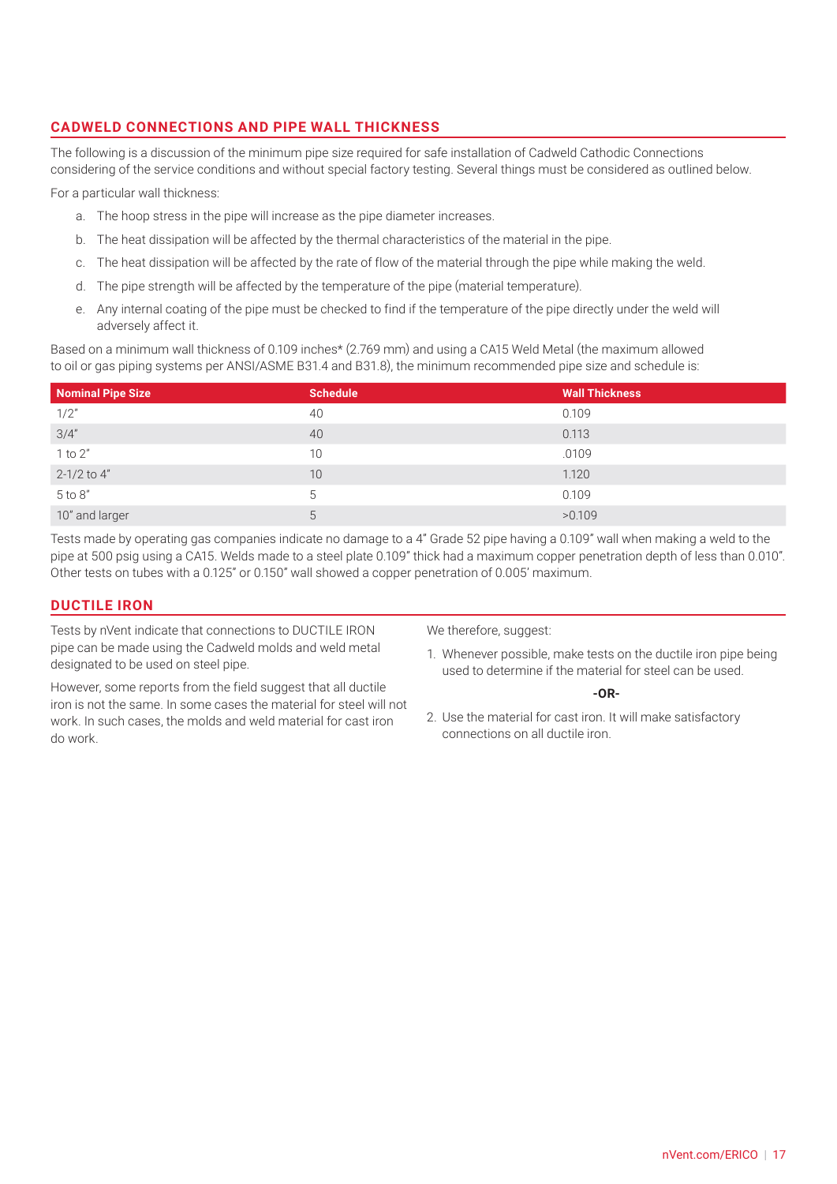## CADWELD CONNECTIONS AND PIPE WALL THICKNESS

The following is a discussion of the minimum pipe size required for safe installation of Cadweld Cathodic Connections considering of the service conditions and without special factory testing. Several things must be considered as outlined below.

For a particular wall thickness:

a. The hoop stress in the pipe will increase as the pipe diameter increases.

b. The heat dissipation will be affected by the thermal characteristics of the material in the pipe.

c. The heat dissipation will be affected by the rate of flow of the material through the pipe while making the weld.

d. The pipe strength will be affected by the temperature of the pipe (material temperature).

e. Any internal coating of the pipe must be checked to find if the temperature of the pipe directly under the weld will adversely affect it.

Based on a minimum wall thickness of 0.109 inches* (2.769 mm) and using a CA15 Weld Metal (the maximum allowed to oil or gas piping systems per ANSI/ASME B31.4 and B31.8), the minimum recommended pipe size and schedule is:

| Nominal Pipe Size | Schedule | Wall Thickness |
|---|---|---|
| 1/2" | 40 | 0.109 |
| 3/4" | 40 | 0.113 |
| 1 to 2" | 10 | .0109 |
| 2-1/2 to 4" | 10 | 1.120 |
| 5 to 8" | 5 | 0.109 |
| 10" and larger | 5 | >0.109 |

Tests made by operating gas companies indicate no damage to a 4" Grade 52 pipe having a 0.109" wall when making a weld to the pipe at 500 psig using a CA15. Welds made to a steel plate 0.109" thick had a maximum copper penetration depth of less than 0.010". Other tests on tubes with a 0.125" or 0.150" wall showed a copper penetration of 0.005' maximum.

## DUCTILE IRON

Tests by nVent indicate that connections to DUCTILE IRON pipe can be made using the Cadweld molds and weld metal designated to be used on steel pipe.

However, some reports from the field suggest that all ductile iron is not the same. In some cases the material for steel will not work. In such cases, the molds and weld material for cast iron do work.

We therefore, suggest:

1. Whenever possible, make tests on the ductile iron pipe being used to determine if the material for steel can be used.

**-OR-**

2. Use the material for cast iron. It will make satisfactory connections on all ductile iron.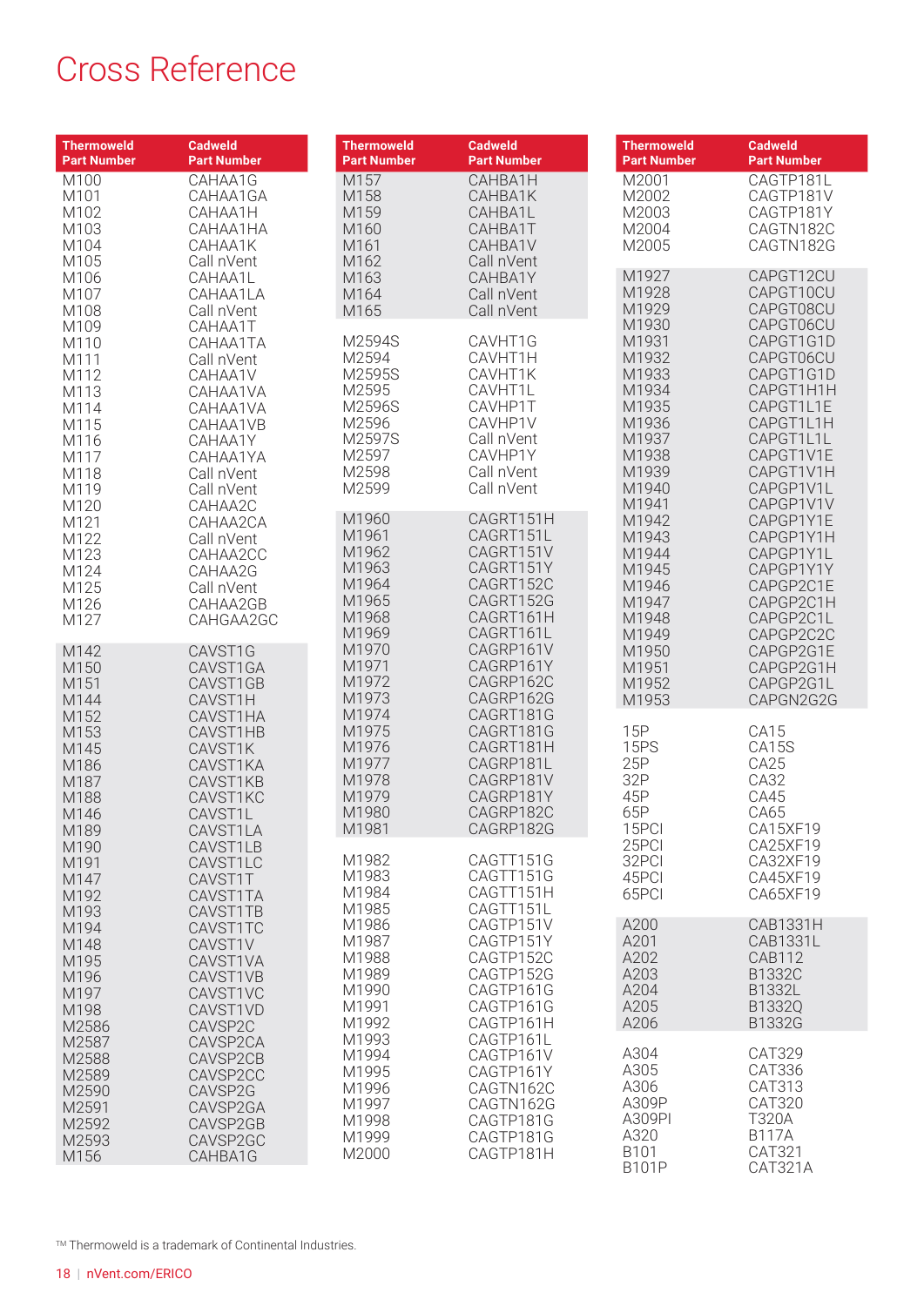# Cross Reference

| Thermoweld Part Number | Cadweld Part Number |
|---|---|
| M100 | CAHAA1G |
| M101 | CAHAA1GA |
| M102 | CAHAA1H |
| M103 | CAHAA1HA |
| M104 | CAHAA1K |
| M105 | Call nVent |
| M106 | CAHAA1L |
| M107 | CAHAA1LA |
| M108 | Call nVent |
| M109 | CAHAA1T |
| M110 | CAHAA1TA |
| M111 | Call nVent |
| M112 | CAHAA1V |
| M113 | CAHAA1VA |
| M114 | CAHAA1VA |
| M115 | CAHAA1VB |
| M116 | CAHAA1Y |
| M117 | CAHAA1YA |
| M118 | Call nVent |
| M119 | Call nVent |
| M120 | CAHAA2C |
| M121 | CAHAA2CA |
| M122 | Call nVent |
| M123 | CAHAA2CC |
| M124 | CAHAA2G |
| M125 | Call nVent |
| M126 | CAHAA2GB |
| M127 | CAHGAA2GC |
| M142 | CAVST1G |
| M150 | CAVST1GA |
| M151 | CAVST1GB |
| M144 | CAVST1H |
| M152 | CAVST1HA |
| M153 | CAVST1HB |
| M145 | CAVST1K |
| M186 | CAVST1KA |
| M187 | CAVST1KB |
| M188 | CAVST1KC |
| M146 | CAVST1L |
| M189 | CAVST1LA |
| M190 | CAVST1LB |
| M191 | CAVST1LC |
| M147 | CAVST1T |
| M192 | CAVST1TA |
| M193 | CAVST1TB |
| M194 | CAVST1TC |
| M148 | CAVST1V |
| M195 | CAVST1VA |
| M196 | CAVST1VB |
| M197 | CAVST1VC |
| M198 | CAVST1VD |
| M2586 | CAVSP2C |
| M2587 | CAVSP2CA |
| M2588 | CAVSP2CB |
| M2589 | CAVSP2CC |
| M2590 | CAVSP2G |
| M2591 | CAVSP2GA |
| M2592 | CAVSP2GB |
| M2593 | CAVSP2GC |
| M156 | CAHBA1G |

| Thermoweld Part Number | Cadweld Part Number |
|---|---|
| M157 | CAHBA1H |
| M158 | CAHBA1K |
| M159 | CAHBA1L |
| M160 | CAHBA1T |
| M161 | CAHBA1V |
| M162 | Call nVent |
| M163 | CAHBA1Y |
| M164 | Call nVent |
| M165 | Call nVent |
| M2594S | CAVHT1G |
| M2594 | CAVHT1H |
| M2595S | CAVHT1K |
| M2595 | CAVHT1L |
| M2596S | CAVHP1T |
| M2596 | CAVHP1V |
| M2597S | Call nVent |
| M2597 | CAVHP1Y |
| M2598 | Call nVent |
| M2599 | Call nVent |
| M1960 | CAGRT151H |
| M1961 | CAGRT151L |
| M1962 | CAGRT151V |
| M1963 | CAGRT151Y |
| M1964 | CAGRT152C |
| M1965 | CAGRT152G |
| M1968 | CAGRT161H |
| M1969 | CAGRT161L |
| M1970 | CAGRP161V |
| M1971 | CAGRP161Y |
| M1972 | CAGRP162C |
| M1973 | CAGRP162G |
| M1974 | CAGRT181G |
| M1975 | CAGRT181G |
| M1976 | CAGRT181H |
| M1977 | CAGRP181L |
| M1978 | CAGRP181V |
| M1979 | CAGRP181Y |
| M1980 | CAGRP182C |
| M1981 | CAGRP182G |
| M1982 | CAGTT151G |
| M1983 | CAGTT151G |
| M1984 | CAGTT151H |
| M1985 | CAGTT151L |
| M1986 | CAGTP151V |
| M1987 | CAGTP151Y |
| M1988 | CAGTP152C |
| M1989 | CAGTP152G |
| M1990 | CAGTP161G |
| M1991 | CAGTP161G |
| M1992 | CAGTP161H |
| M1993 | CAGTP161L |
| M1994 | CAGTP161V |
| M1995 | CAGTP161Y |
| M1996 | CAGTN162C |
| M1997 | CAGTN162G |
| M1998 | CAGTP181G |
| M1999 | CAGTP181G |
| M2000 | CAGTP181H |

| Thermoweld Part Number | Cadweld Part Number |
|---|---|
| M2001 | CAGTP181L |
| M2002 | CAGTP181V |
| M2003 | CAGTP181Y |
| M2004 | CAGTN182C |
| M2005 | CAGTN182G |
| M1927 | CAPGT12CU |
| M1928 | CAPGT10CU |
| M1929 | CAPGT08CU |
| M1930 | CAPGT06CU |
| M1931 | CAPGT1G1D |
| M1932 | CAPGT06CU |
| M1933 | CAPGT1G1D |
| M1934 | CAPGT1H1H |
| M1935 | CAPGT1L1E |
| M1936 | CAPGT1L1H |
| M1937 | CAPGT1L1L |
| M1938 | CAPGT1V1E |
| M1939 | CAPGT1V1H |
| M1940 | CAPGP1V1L |
| M1941 | CAPGP1V1V |
| M1942 | CAPGP1Y1E |
| M1943 | CAPGP1Y1H |
| M1944 | CAPGP1Y1L |
| M1945 | CAPGP1Y1Y |
| M1946 | CAPGP2C1E |
| M1947 | CAPGP2C1H |
| M1948 | CAPGP2C1L |
| M1949 | CAPGP2C2C |
| M1950 | CAPGP2G1E |
| M1951 | CAPGP2G1H |
| M1952 | CAPGP2G1L |
| M1953 | CAPGN2G2G |
| 15P | CA15 |
| 15PS | CA15S |
| 25P | CA25 |
| 32P | CA32 |
| 45P | CA45 |
| 65P | CA65 |
| 15PCI | CA15XF19 |
| 25PCI | CA25XF19 |
| 32PCI | CA32XF19 |
| 45PCI | CA45XF19 |
| 65PCI | CA65XF19 |
| A200 | CAB1331H |
| A201 | CAB1331L |
| A202 | CAB112 |
| A203 | B1332C |
| A204 | B1332L |
| A205 | B1332Q |
| A206 | B1332G |
| A304 | CAT329 |
| A305 | CAT336 |
| A306 | CAT313 |
| A309P | CAT320 |
| A309PI | T320A |
| A320 | B117A |
| B101 | CAT321 |
| B101P | CAT321A |

™ Thermoweld is a trademark of Continental Industries.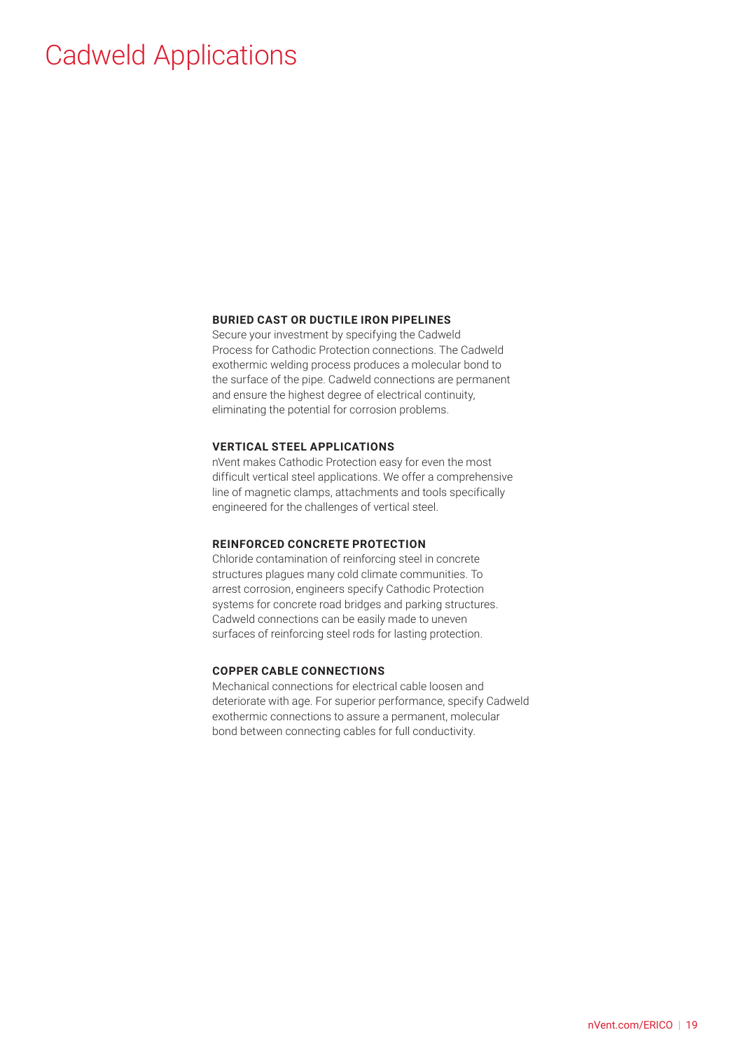# Cadweld Applications

### BURIED CAST OR DUCTILE IRON PIPELINES

Secure your investment by specifying the Cadweld Process for Cathodic Protection connections. The Cadweld exothermic welding process produces a molecular bond to the surface of the pipe. Cadweld connections are permanent and ensure the highest degree of electrical continuity, eliminating the potential for corrosion problems.

### VERTICAL STEEL APPLICATIONS

nVent makes Cathodic Protection easy for even the most difficult vertical steel applications. We offer a comprehensive line of magnetic clamps, attachments and tools specifically engineered for the challenges of vertical steel.

### REINFORCED CONCRETE PROTECTION

Chloride contamination of reinforcing steel in concrete structures plagues many cold climate communities. To arrest corrosion, engineers specify Cathodic Protection systems for concrete road bridges and parking structures. Cadweld connections can be easily made to uneven surfaces of reinforcing steel rods for lasting protection.

### COPPER CABLE CONNECTIONS

Mechanical connections for electrical cable loosen and deteriorate with age. For superior performance, specify Cadweld exothermic connections to assure a permanent, molecular bond between connecting cables for full conductivity.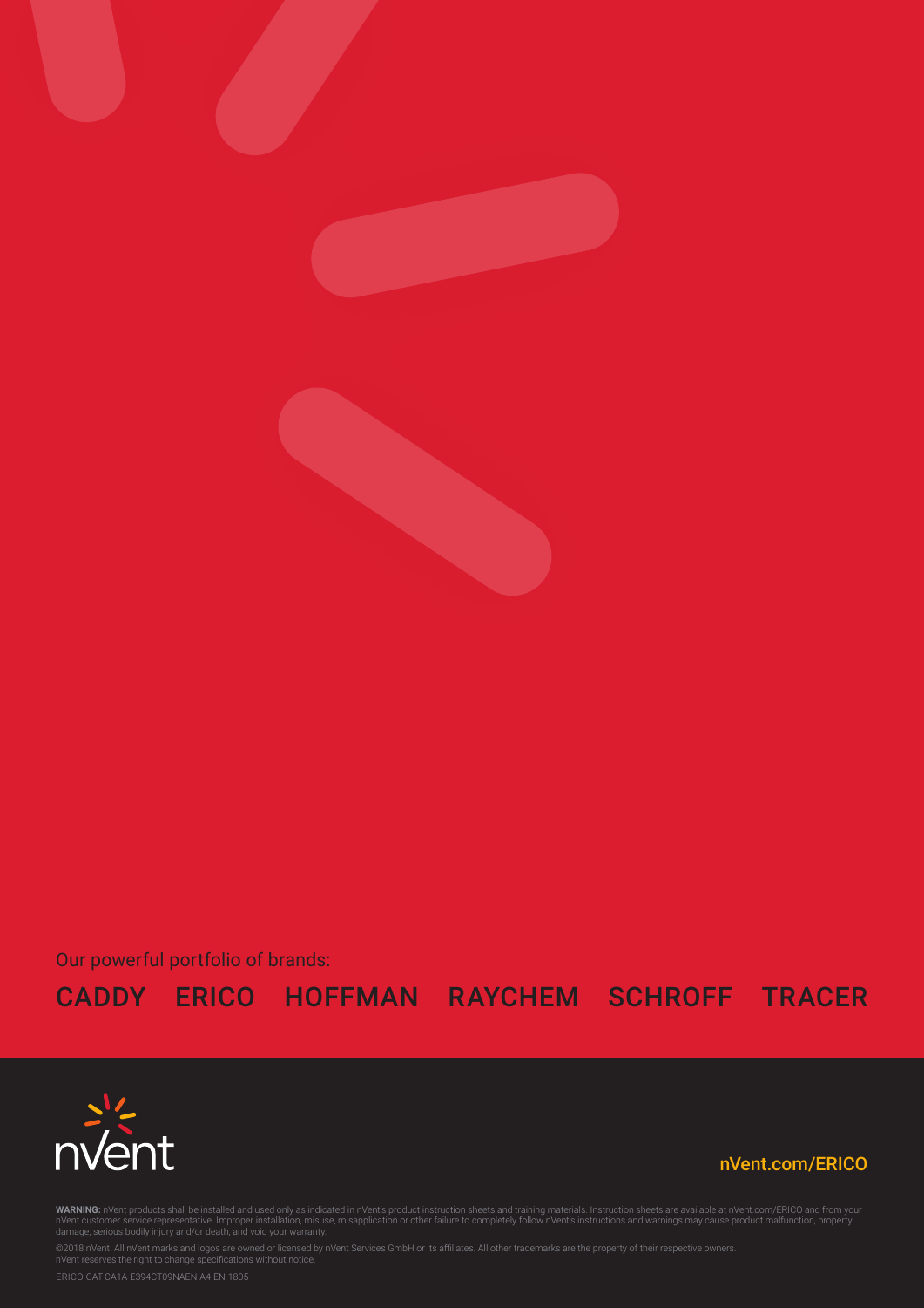Our powerful portfolio of brands:

CADDY ERICO HOFFMAN RAYCHEM SCHROFF TRACER

nVent

nVent.com/ERICO

**WARNING:** nVent products shall be installed and used only as indicated in nVent's product instruction sheets and training materials. Instruction sheets are available at nVent.com/ERICO and from your nVent customer service representative. Improper installation, misuse, misapplication or other failure to completely follow nVent's instructions and warnings may cause product malfunction, property damage, serious bodily injury and/or death, and void your warranty.

©2018 nVent. All nVent marks and logos are owned or licensed by nVent Services GmbH or its affiliates. All other trademarks are the property of their respective owners.
nVent reserves the right to change specifications without notice.

ERICO-CAT-CA1A-E394CT09NAEN-A4-EN-1805